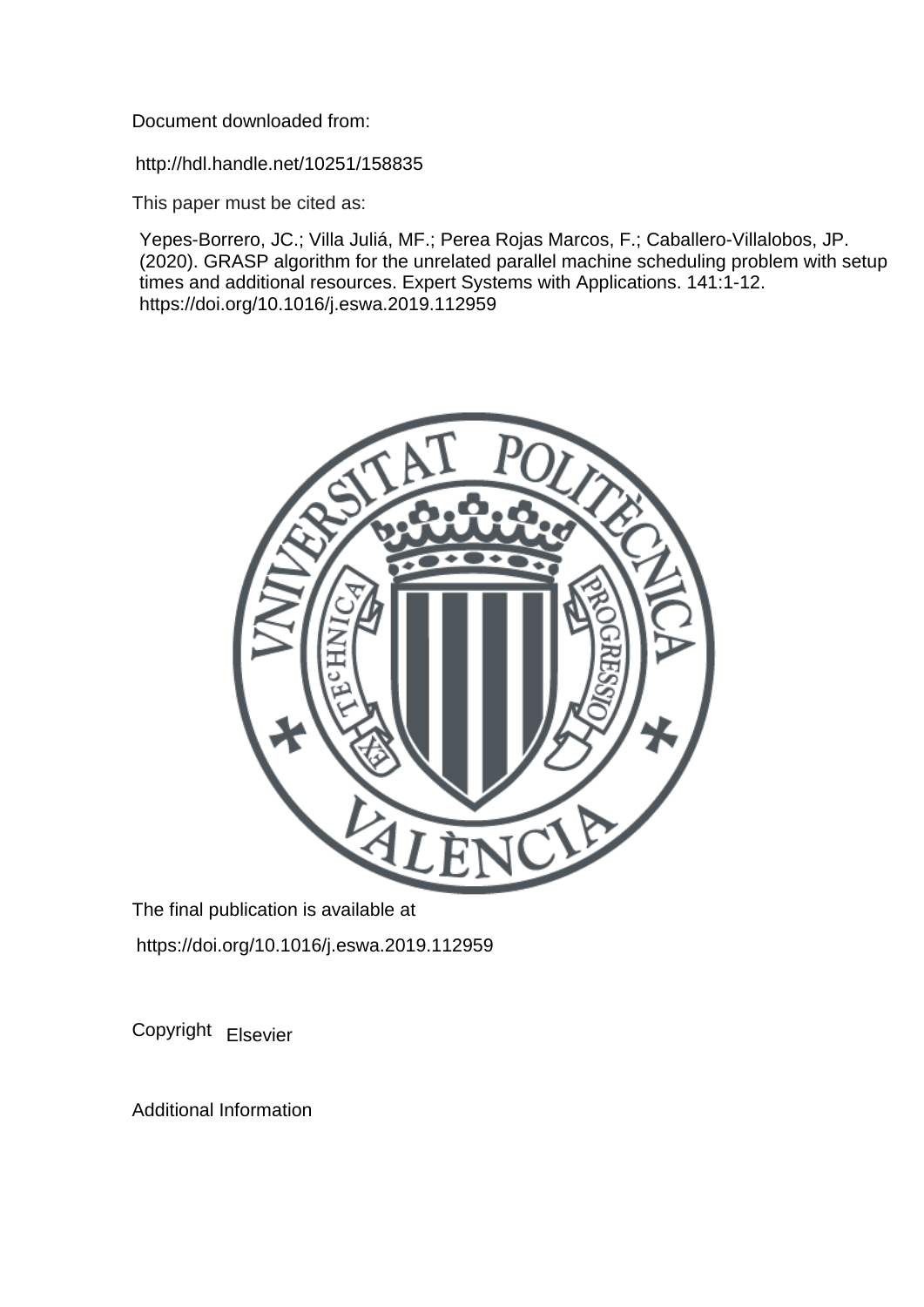Document downloaded from:

http://hdl.handle.net/10251/158835

This paper must be cited as:

Yepes-Borrero, JC.; Villa Juliá, MF.; Perea Rojas Marcos, F.; Caballero-Villalobos, JP. (2020). GRASP algorithm for the unrelated parallel machine scheduling problem with setup times and additional resources. Expert Systems with Applications. 141:1-12. https://doi.org/10.1016/j.eswa.2019.112959

The final publication is available at

https://doi.org/10.1016/j.eswa.2019.112959

Copyright Elsevier

Additional Information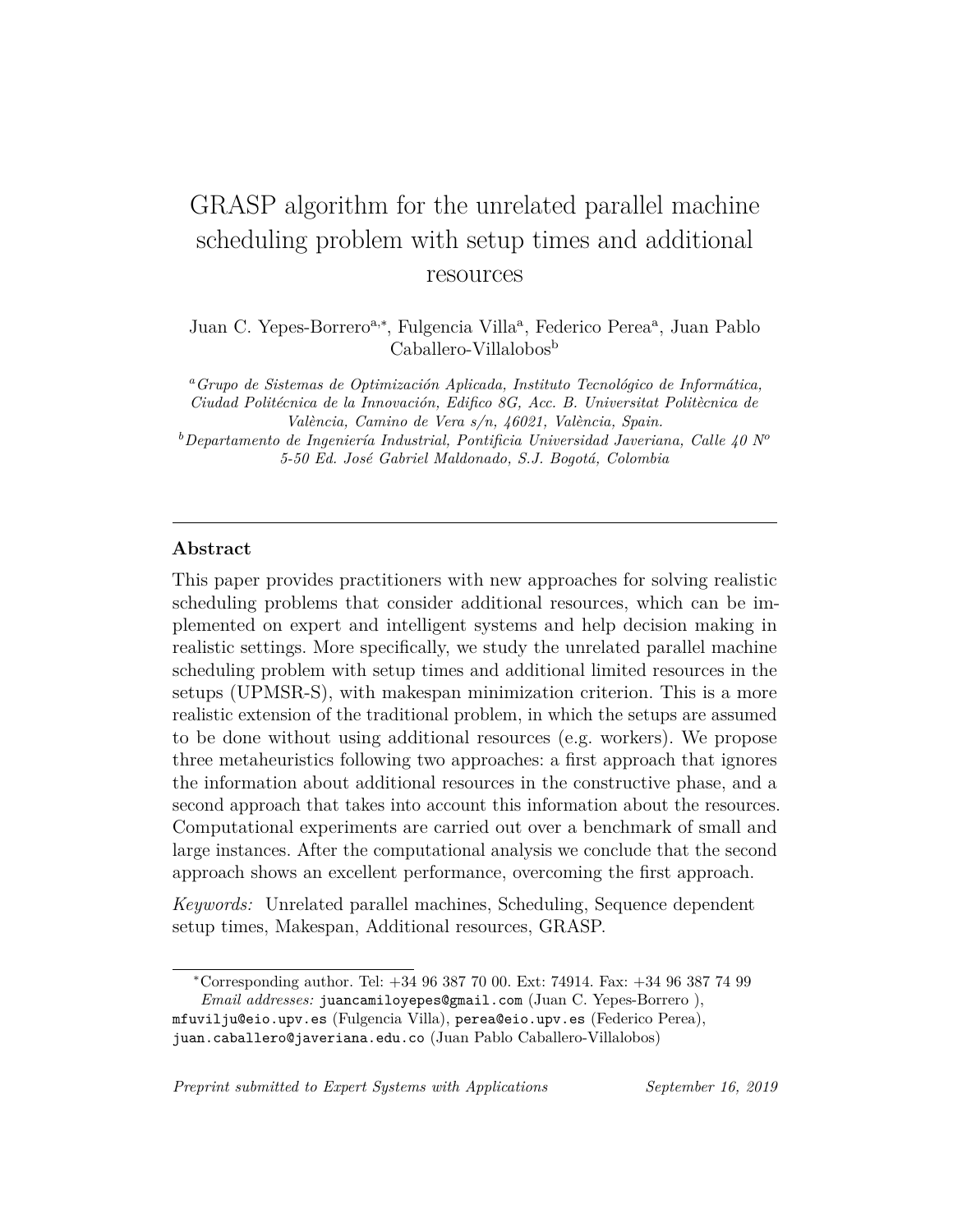# GRASP algorithm for the unrelated parallel machine scheduling problem with setup times and additional resources

Juan C. Yepes-Borrero[a,*], Fulgencia Villa[a], Federico Perea[a], Juan Pablo Caballero-Villalobos[b]

[a] *Grupo de Sistemas de Optimización Aplicada, Instituto Tecnológico de Informática, Ciudad Politécnica de la Innovación, Edifico 8G, Acc. B. Universitat Politècnica de València, Camino de Vera s/n, 46021, València, Spain.*

[b] *Departamento de Ingeniería Industrial, Pontificia Universidad Javeriana, Calle 40 Nº 5-50 Ed. José Gabriel Maldonado, S.J. Bogotá, Colombia*

## Abstract

This paper provides practitioners with new approaches for solving realistic scheduling problems that consider additional resources, which can be implemented on expert and intelligent systems and help decision making in realistic settings. More specifically, we study the unrelated parallel machine scheduling problem with setup times and additional limited resources in the setups (UPMSR-S), with makespan minimization criterion. This is a more realistic extension of the traditional problem, in which the setups are assumed to be done without using additional resources (e.g. workers). We propose three metaheuristics following two approaches: a first approach that ignores the information about additional resources in the constructive phase, and a second approach that takes into account this information about the resources. Computational experiments are carried out over a benchmark of small and large instances. After the computational analysis we conclude that the second approach shows an excellent performance, overcoming the first approach.

*Keywords:* Unrelated parallel machines, Scheduling, Sequence dependent setup times, Makespan, Additional resources, GRASP.

---

*Corresponding author. Tel: +34 96 387 70 00. Ext: 74914. Fax: +34 96 387 74 99
*Email addresses:* juancamiloyepes@gmail.com (Juan C. Yepes-Borrero ), mfuvilju@eio.upv.es (Fulgencia Villa), perea@eio.upv.es (Federico Perea), juan.caballero@javeriana.edu.co (Juan Pablo Caballero-Villalobos)

*Preprint submitted to Expert Systems with Applications* — *September 16, 2019*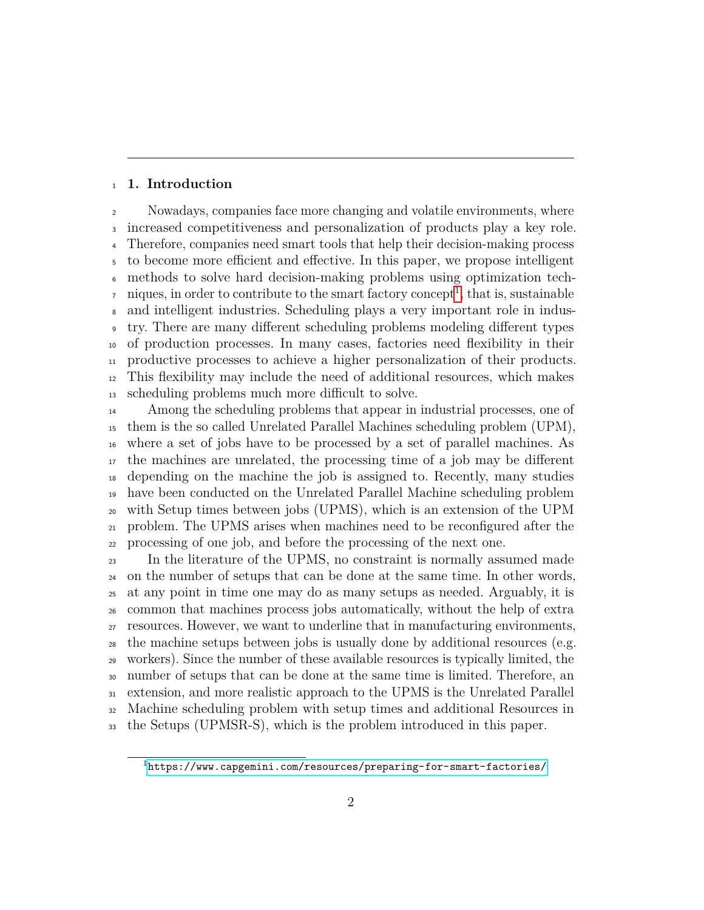## 1. Introduction

Nowadays, companies face more changing and volatile environments, where increased competitiveness and personalization of products play a key role. Therefore, companies need smart tools that help their decision-making process to become more efficient and effective. In this paper, we propose intelligent methods to solve hard decision-making problems using optimization techniques, in order to contribute to the smart factory concept[1], that is, sustainable and intelligent industries. Scheduling plays a very important role in industry. There are many different scheduling problems modeling different types of production processes. In many cases, factories need flexibility in their productive processes to achieve a higher personalization of their products. This flexibility may include the need of additional resources, which makes scheduling problems much more difficult to solve.

Among the scheduling problems that appear in industrial processes, one of them is the so called Unrelated Parallel Machines scheduling problem (UPM), where a set of jobs have to be processed by a set of parallel machines. As the machines are unrelated, the processing time of a job may be different depending on the machine the job is assigned to. Recently, many studies have been conducted on the Unrelated Parallel Machine scheduling problem with Setup times between jobs (UPMS), which is an extension of the UPM problem. The UPMS arises when machines need to be reconfigured after the processing of one job, and before the processing of the next one.

In the literature of the UPMS, no constraint is normally assumed made on the number of setups that can be done at the same time. In other words, at any point in time one may do as many setups as needed. Arguably, it is common that machines process jobs automatically, without the help of extra resources. However, we want to underline that in manufacturing environments, the machine setups between jobs is usually done by additional resources (e.g. workers). Since the number of these available resources is typically limited, the number of setups that can be done at the same time is limited. Therefore, an extension, and more realistic approach to the UPMS is the Unrelated Parallel Machine scheduling problem with setup times and additional Resources in the Setups (UPMSR-S), which is the problem introduced in this paper.

[1] https://www.capgemini.com/resources/preparing-for-smart-factories/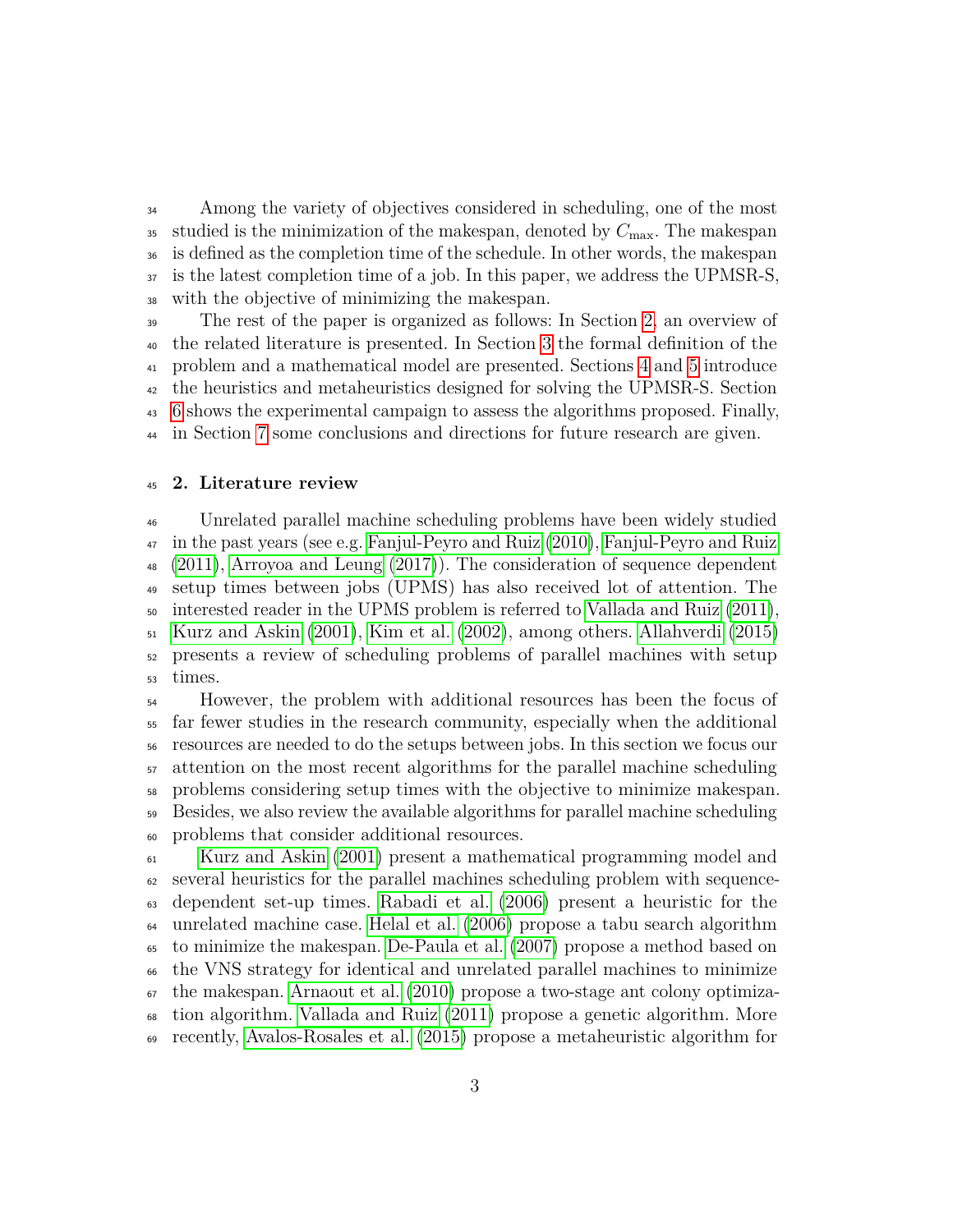Among the variety of objectives considered in scheduling, one of the most studied is the minimization of the makespan, denoted by $C_{\max}$. The makespan is defined as the completion time of the schedule. In other words, the makespan is the latest completion time of a job. In this paper, we address the UPMSR-S, with the objective of minimizing the makespan.

The rest of the paper is organized as follows: In Section 2, an overview of the related literature is presented. In Section 3 the formal definition of the problem and a mathematical model are presented. Sections 4 and 5 introduce the heuristics and metaheuristics designed for solving the UPMSR-S. Section 6 shows the experimental campaign to assess the algorithms proposed. Finally, in Section 7 some conclusions and directions for future research are given.

## 2. Literature review

Unrelated parallel machine scheduling problems have been widely studied in the past years (see e.g. Fanjul-Peyro and Ruiz (2010), Fanjul-Peyro and Ruiz (2011), Arroyoa and Leung (2017)). The consideration of sequence dependent setup times between jobs (UPMS) has also received lot of attention. The interested reader in the UPMS problem is referred to Vallada and Ruiz (2011), Kurz and Askin (2001), Kim et al. (2002), among others. Allahverdi (2015) presents a review of scheduling problems of parallel machines with setup times.

However, the problem with additional resources has been the focus of far fewer studies in the research community, especially when the additional resources are needed to do the setups between jobs. In this section we focus our attention on the most recent algorithms for the parallel machine scheduling problems considering setup times with the objective to minimize makespan. Besides, we also review the available algorithms for parallel machine scheduling problems that consider additional resources.

Kurz and Askin (2001) present a mathematical programming model and several heuristics for the parallel machines scheduling problem with sequence-dependent set-up times. Rabadi et al. (2006) present a heuristic for the unrelated machine case. Helal et al. (2006) propose a tabu search algorithm to minimize the makespan. De-Paula et al. (2007) propose a method based on the VNS strategy for identical and unrelated parallel machines to minimize the makespan. Arnaout et al. (2010) propose a two-stage ant colony optimization algorithm. Vallada and Ruiz (2011) propose a genetic algorithm. More recently, Avalos-Rosales et al. (2015) propose a metaheuristic algorithm for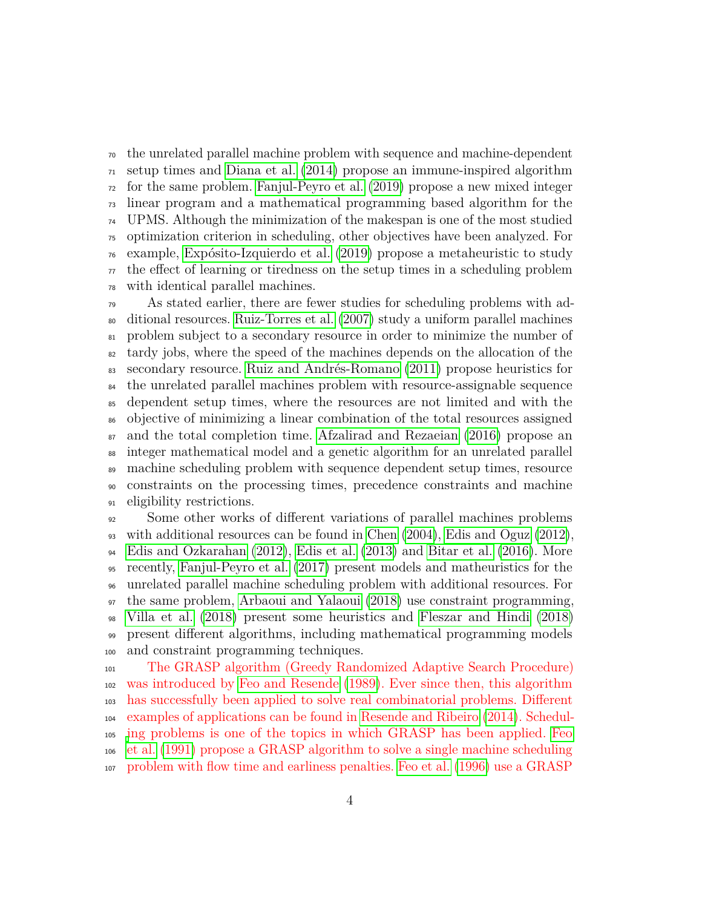the unrelated parallel machine problem with sequence and machine-dependent setup times and Diana et al. (2014) propose an immune-inspired algorithm for the same problem. Fanjul-Peyro et al. (2019) propose a new mixed integer linear program and a mathematical programming based algorithm for the UPMS. Although the minimization of the makespan is one of the most studied optimization criterion in scheduling, other objectives have been analyzed. For example, Expósito-Izquierdo et al. (2019) propose a metaheuristic to study the effect of learning or tiredness on the setup times in a scheduling problem with identical parallel machines.

As stated earlier, there are fewer studies for scheduling problems with additional resources. Ruiz-Torres et al. (2007) study a uniform parallel machines problem subject to a secondary resource in order to minimize the number of tardy jobs, where the speed of the machines depends on the allocation of the secondary resource. Ruiz and Andrés-Romano (2011) propose heuristics for the unrelated parallel machines problem with resource-assignable sequence dependent setup times, where the resources are not limited and with the objective of minimizing a linear combination of the total resources assigned and the total completion time. Afzalirad and Rezaeian (2016) propose an integer mathematical model and a genetic algorithm for an unrelated parallel machine scheduling problem with sequence dependent setup times, resource constraints on the processing times, precedence constraints and machine eligibility restrictions.

Some other works of different variations of parallel machines problems with additional resources can be found in Chen (2004), Edis and Oguz (2012), Edis and Ozkarahan (2012), Edis et al. (2013) and Bitar et al. (2016). More recently, Fanjul-Peyro et al. (2017) present models and matheuristics for the unrelated parallel machine scheduling problem with additional resources. For the same problem, Arbaoui and Yalaoui (2018) use constraint programming, Villa et al. (2018) present some heuristics and Fleszar and Hindi (2018) present different algorithms, including mathematical programming models and constraint programming techniques.

The GRASP algorithm (Greedy Randomized Adaptive Search Procedure) was introduced by Feo and Resende (1989). Ever since then, this algorithm has successfully been applied to solve real combinatorial problems. Different examples of applications can be found in Resende and Ribeiro (2014). Scheduling problems is one of the topics in which GRASP has been applied. Feo et al. (1991) propose a GRASP algorithm to solve a single machine scheduling problem with flow time and earliness penalties. Feo et al. (1996) use a GRASP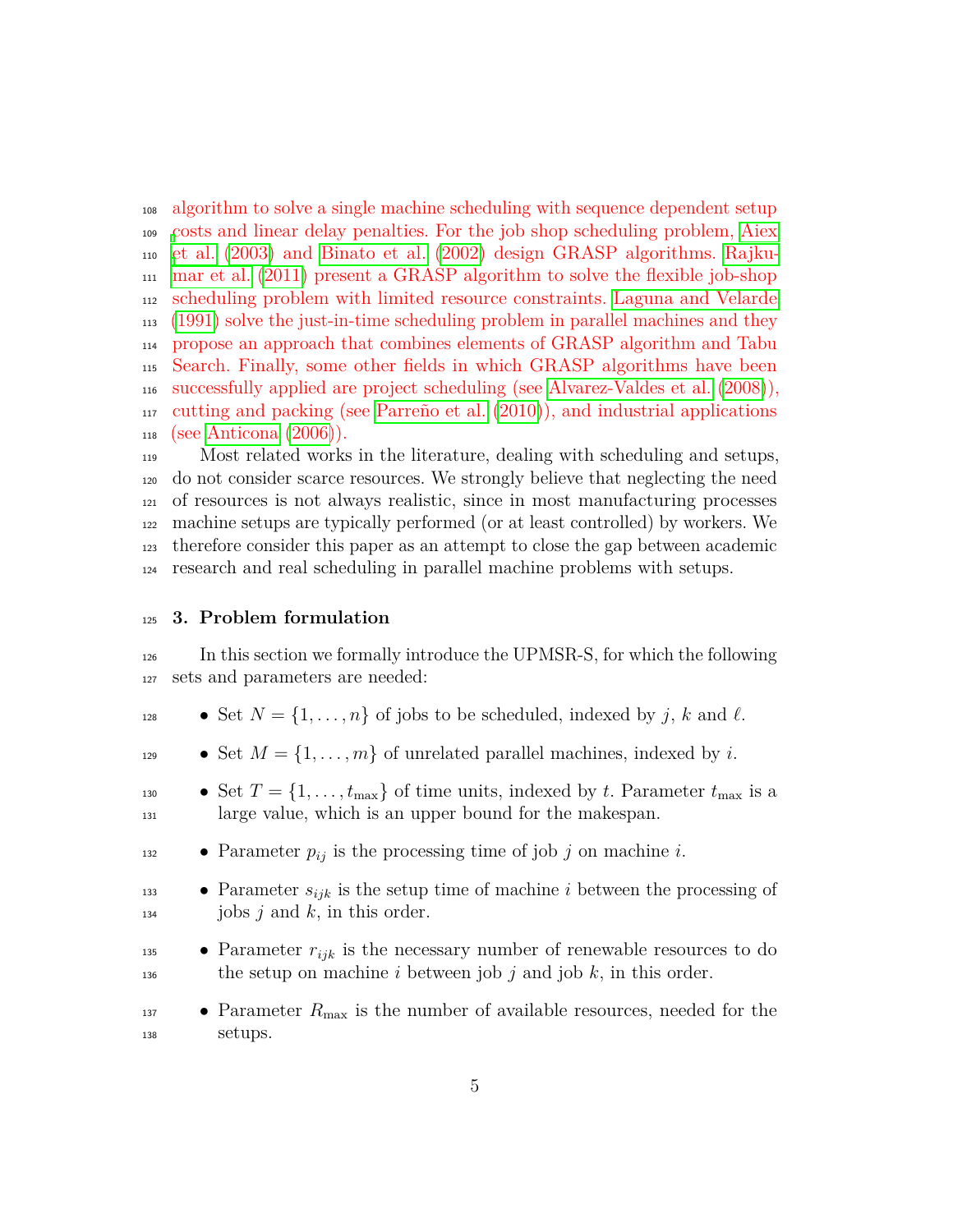algorithm to solve a single machine scheduling with sequence dependent setup costs and linear delay penalties. For the job shop scheduling problem, Aiex et al. (2003) and Binato et al. (2002) design GRASP algorithms. Rajkumar et al. (2011) present a GRASP algorithm to solve the flexible job-shop scheduling problem with limited resource constraints. Laguna and Velarde (1991) solve the just-in-time scheduling problem in parallel machines and they propose an approach that combines elements of GRASP algorithm and Tabu Search. Finally, some other fields in which GRASP algorithms have been successfully applied are project scheduling (see Alvarez-Valdes et al. (2008)), cutting and packing (see Parreño et al. (2010)), and industrial applications (see Anticona (2006)).

Most related works in the literature, dealing with scheduling and setups, do not consider scarce resources. We strongly believe that neglecting the need of resources is not always realistic, since in most manufacturing processes machine setups are typically performed (or at least controlled) by workers. We therefore consider this paper as an attempt to close the gap between academic research and real scheduling in parallel machine problems with setups.

## 3. Problem formulation

In this section we formally introduce the UPMSR-S, for which the following sets and parameters are needed:

- Set $N = \{1, \ldots, n\}$ of jobs to be scheduled, indexed by $j$, $k$ and $\ell$.
- Set $M = \{1, \ldots, m\}$ of unrelated parallel machines, indexed by $i$.
- Set $T = \{1, \ldots, t_{\max}\}$ of time units, indexed by $t$. Parameter $t_{\max}$ is a large value, which is an upper bound for the makespan.
- Parameter $p_{ij}$ is the processing time of job $j$ on machine $i$.
- Parameter $s_{ijk}$ is the setup time of machine $i$ between the processing of jobs $j$ and $k$, in this order.
- Parameter $r_{ijk}$ is the necessary number of renewable resources to do the setup on machine $i$ between job $j$ and job $k$, in this order.
- Parameter $R_{\max}$ is the number of available resources, needed for the setups.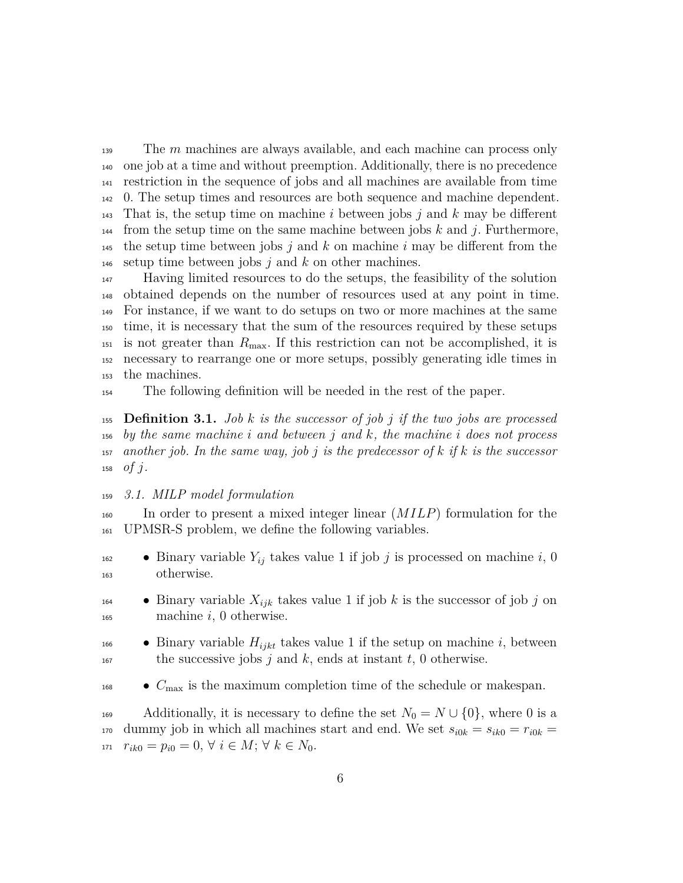The $m$ machines are always available, and each machine can process only one job at a time and without preemption. Additionally, there is no precedence restriction in the sequence of jobs and all machines are available from time 0. The setup times and resources are both sequence and machine dependent. That is, the setup time on machine $i$ between jobs $j$ and $k$ may be different from the setup time on the same machine between jobs $k$ and $j$. Furthermore, the setup time between jobs $j$ and $k$ on machine $i$ may be different from the setup time between jobs $j$ and $k$ on other machines.

Having limited resources to do the setups, the feasibility of the solution obtained depends on the number of resources used at any point in time. For instance, if we want to do setups on two or more machines at the same time, it is necessary that the sum of the resources required by these setups is not greater than $R_{\max}$. If this restriction can not be accomplished, it is necessary to rearrange one or more setups, possibly generating idle times in the machines.

The following definition will be needed in the rest of the paper.

**Definition 3.1.** *Job $k$ is the successor of job $j$ if the two jobs are processed by the same machine $i$ and between $j$ and $k$, the machine $i$ does not process another job. In the same way, job $j$ is the predecessor of $k$ if $k$ is the successor of $j$.*

### *3.1. MILP model formulation*

In order to present a mixed integer linear ($MILP$) formulation for the UPMSR-S problem, we define the following variables.

- Binary variable $Y_{ij}$ takes value 1 if job $j$ is processed on machine $i$, 0 otherwise.
- Binary variable $X_{ijk}$ takes value 1 if job $k$ is the successor of job $j$ on machine $i$, 0 otherwise.
- Binary variable $H_{ijkt}$ takes value 1 if the setup on machine $i$, between the successive jobs $j$ and $k$, ends at instant $t$, 0 otherwise.
- $C_{\max}$ is the maximum completion time of the schedule or makespan.

Additionally, it is necessary to define the set $N_0 = N \cup \{0\}$, where 0 is a dummy job in which all machines start and end. We set $s_{i0k} = s_{ik0} = r_{i0k} = r_{ik0} = p_{i0} = 0$, $\forall\ i \in M$; $\forall\ k \in N_0$.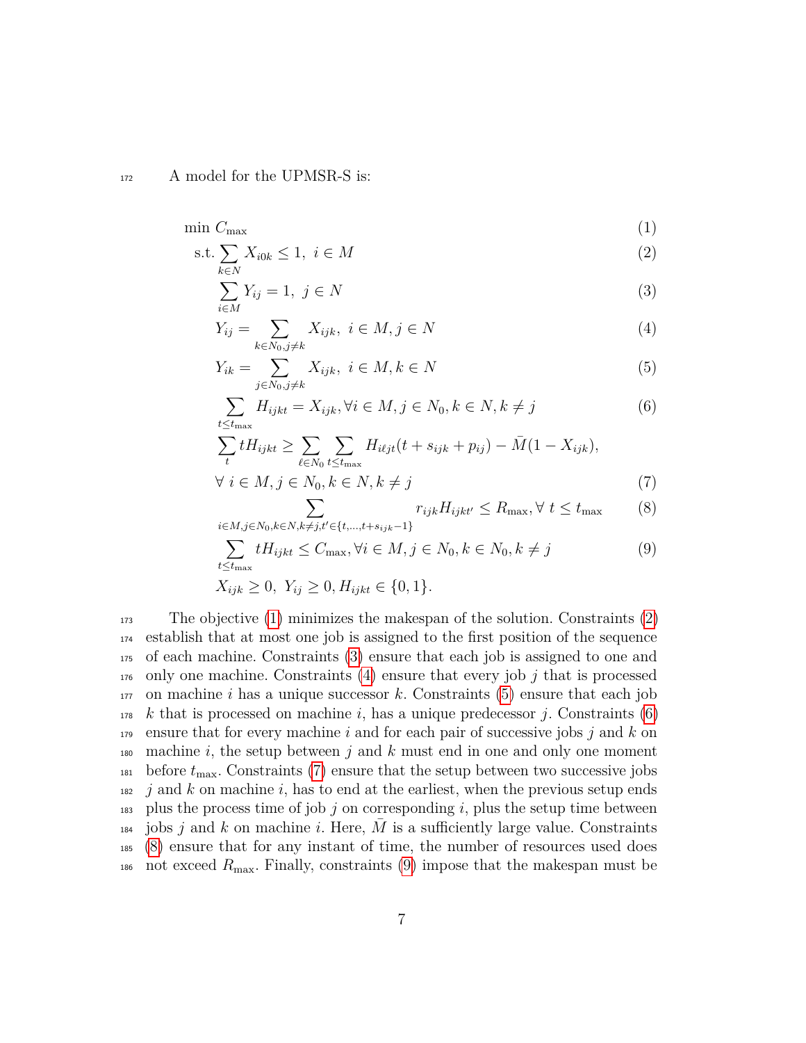A model for the UPMSR-S is:

$$\min\ C_{\max} \tag{1}$$

$$\text{s.t.} \sum_{k \in N} X_{i0k} \leq 1,\ i \in M \tag{2}$$

$$\sum_{i \in M} Y_{ij} = 1,\ j \in N \tag{3}$$

$$Y_{ij} = \sum_{k \in N_0, j \neq k} X_{ijk},\ i \in M, j \in N \tag{4}$$

$$Y_{ik} = \sum_{j \in N_0, j \neq k} X_{ijk},\ i \in M, k \in N \tag{5}$$

$$\sum_{t \leq t_{\max}} H_{ijkt} = X_{ijk}, \forall i \in M, j \in N_0, k \in N, k \neq j \tag{6}$$

$$\sum_{t} tH_{ijkt} \geq \sum_{\ell \in N_0} \sum_{t \leq t_{\max}} H_{i\ell jt}(t + s_{ijk} + p_{ij}) - \bar{M}(1 - X_{ijk}),$$
$$\forall\ i \in M, j \in N_0, k \in N, k \neq j \tag{7}$$

$$\sum_{i \in M, j \in N_0, k \in N, k \neq j, t' \in \{t, \ldots, t+s_{ijk}-1\}} r_{ijk} H_{ijkt'} \leq R_{\max}, \forall\ t \leq t_{\max} \tag{8}$$

$$\sum_{t \leq t_{\max}} tH_{ijkt} \leq C_{\max}, \forall i \in M, j \in N_0, k \in N_0, k \neq j \tag{9}$$

$$X_{ijk} \geq 0,\ Y_{ij} \geq 0, H_{ijkt} \in \{0, 1\}.$$

The objective (1) minimizes the makespan of the solution. Constraints (2) establish that at most one job is assigned to the first position of the sequence of each machine. Constraints (3) ensure that each job is assigned to one and only one machine. Constraints (4) ensure that every job $j$ that is processed on machine $i$ has a unique successor $k$. Constraints (5) ensure that each job $k$ that is processed on machine $i$, has a unique predecessor $j$. Constraints (6) ensure that for every machine $i$ and for each pair of successive jobs $j$ and $k$ on machine $i$, the setup between $j$ and $k$ must end in one and only one moment before $t_{\max}$. Constraints (7) ensure that the setup between two successive jobs $j$ and $k$ on machine $i$, has to end at the earliest, when the previous setup ends plus the process time of job $j$ on corresponding $i$, plus the setup time between jobs $j$ and $k$ on machine $i$. Here, $\bar{M}$ is a sufficiently large value. Constraints (8) ensure that for any instant of time, the number of resources used does not exceed $R_{\max}$. Finally, constraints (9) impose that the makespan must be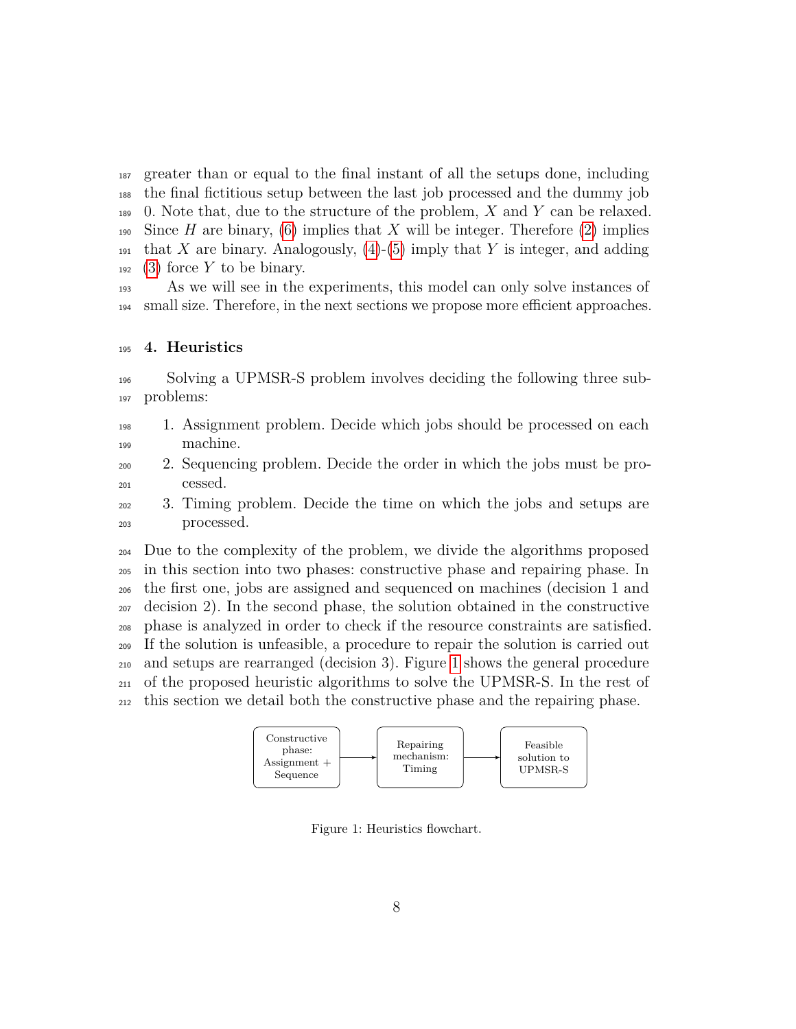greater than or equal to the final instant of all the setups done, including the final fictitious setup between the last job processed and the dummy job 0. Note that, due to the structure of the problem, $X$ and $Y$ can be relaxed. Since $H$ are binary, (6) implies that $X$ will be integer. Therefore (2) implies that $X$ are binary. Analogously, (4)-(5) imply that $Y$ is integer, and adding (3) force $Y$ to be binary.

As we will see in the experiments, this model can only solve instances of small size. Therefore, in the next sections we propose more efficient approaches.

## 4. Heuristics

Solving a UPMSR-S problem involves deciding the following three subproblems:

1. Assignment problem. Decide which jobs should be processed on each machine.
2. Sequencing problem. Decide the order in which the jobs must be processed.
3. Timing problem. Decide the time on which the jobs and setups are processed.

Due to the complexity of the problem, we divide the algorithms proposed in this section into two phases: constructive phase and repairing phase. In the first one, jobs are assigned and sequenced on machines (decision 1 and decision 2). In the second phase, the solution obtained in the constructive phase is analyzed in order to check if the resource constraints are satisfied. If the solution is unfeasible, a procedure to repair the solution is carried out and setups are rearranged (decision 3). Figure 1 shows the general procedure of the proposed heuristic algorithms to solve the UPMSR-S. In the rest of this section we detail both the constructive phase and the repairing phase.

Constructive phase: Assignment + Sequence → Repairing mechanism: Timing → Feasible solution to UPMSR-S

Figure 1: Heuristics flowchart.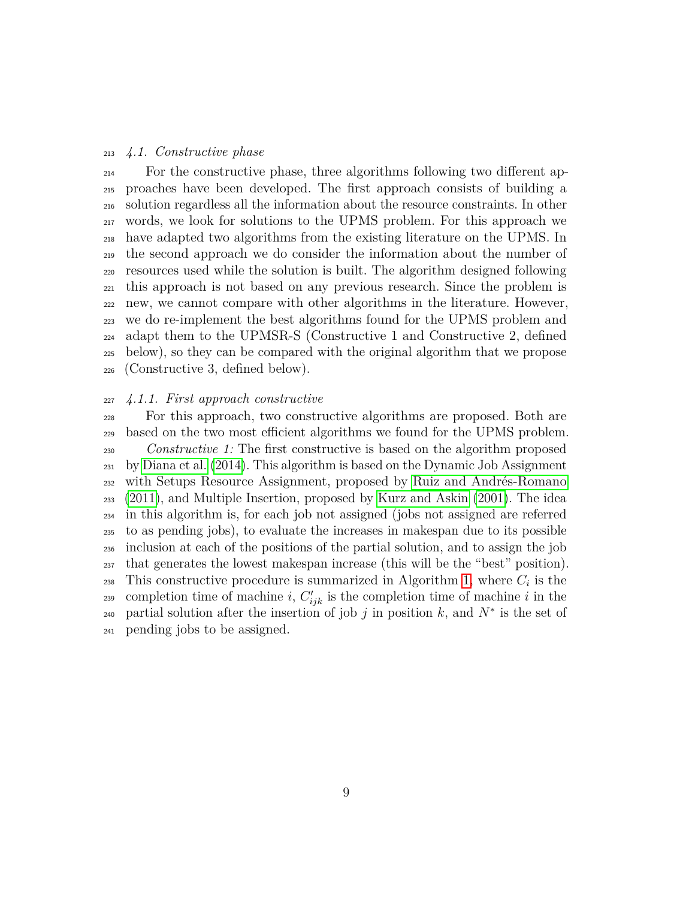### *4.1. Constructive phase*

For the constructive phase, three algorithms following two different approaches have been developed. The first approach consists of building a solution regardless all the information about the resource constraints. In other words, we look for solutions to the UPMS problem. For this approach we have adapted two algorithms from the existing literature on the UPMS. In the second approach we do consider the information about the number of resources used while the solution is built. The algorithm designed following this approach is not based on any previous research. Since the problem is new, we cannot compare with other algorithms in the literature. However, we do re-implement the best algorithms found for the UPMS problem and adapt them to the UPMSR-S (Constructive 1 and Constructive 2, defined below), so they can be compared with the original algorithm that we propose (Constructive 3, defined below).

#### *4.1.1. First approach constructive*

For this approach, two constructive algorithms are proposed. Both are based on the two most efficient algorithms we found for the UPMS problem.

*Constructive 1:* The first constructive is based on the algorithm proposed by Diana et al. (2014). This algorithm is based on the Dynamic Job Assignment with Setups Resource Assignment, proposed by Ruiz and Andrés-Romano (2011), and Multiple Insertion, proposed by Kurz and Askin (2001). The idea in this algorithm is, for each job not assigned (jobs not assigned are referred to as pending jobs), to evaluate the increases in makespan due to its possible inclusion at each of the positions of the partial solution, and to assign the job that generates the lowest makespan increase (this will be the "best" position). This constructive procedure is summarized in Algorithm 1, where $C_i$ is the completion time of machine $i$, $C'_{ijk}$ is the completion time of machine $i$ in the partial solution after the insertion of job $j$ in position $k$, and $N^*$ is the set of pending jobs to be assigned.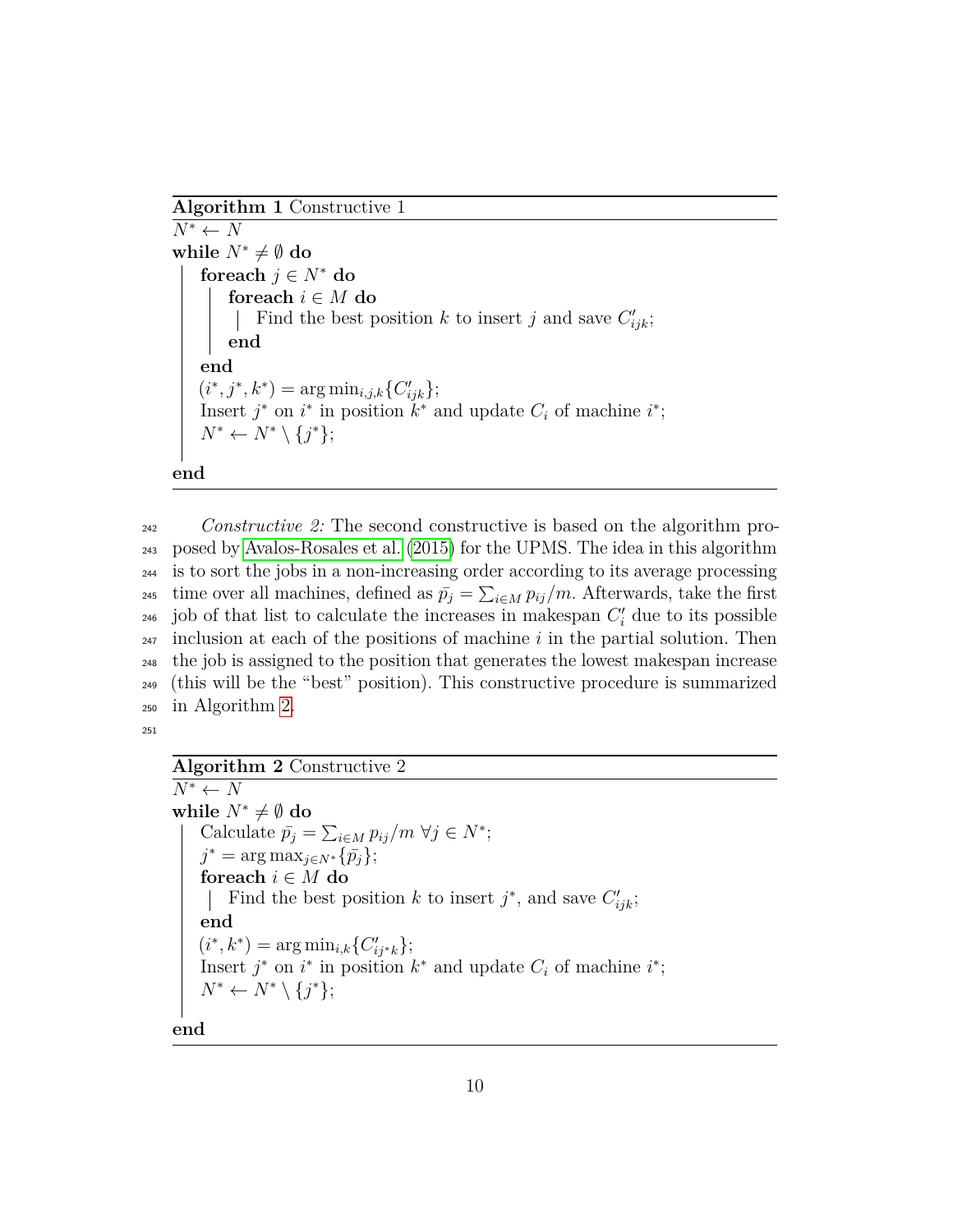**Algorithm 1** Constructive 1

```
N* ← N
while N* ≠ ∅ do
    foreach j ∈ N* do
        foreach i ∈ M do
            Find the best position k to insert j and save C'_ijk;
        end
    end
    (i*, j*, k*) = arg min_{i,j,k}{C'_ijk};
    Insert j* on i* in position k* and update C_i of machine i*;
    N* ← N* \ {j*};
end
```

*Constructive 2:* The second constructive is based on the algorithm proposed by Avalos-Rosales et al. (2015) for the UPMS. The idea in this algorithm is to sort the jobs in a non-increasing order according to its average processing time over all machines, defined as $\bar{p_j} = \sum_{i \in M} p_{ij}/m$. Afterwards, take the first job of that list to calculate the increases in makespan $C'_i$ due to its possible inclusion at each of the positions of machine $i$ in the partial solution. Then the job is assigned to the position that generates the lowest makespan increase (this will be the "best" position). This constructive procedure is summarized in Algorithm 2.

**Algorithm 2** Constructive 2

```
N* ← N
while N* ≠ ∅ do
    Calculate p̄_j = Σ_{i∈M} p_ij/m ∀j ∈ N*;
    j* = arg max_{j∈N*}{p̄_j};
    foreach i ∈ M do
        Find the best position k to insert j*, and save C'_ij*k;
    end
    (i*, k*) = arg min_{i,k}{C'_ij*k};
    Insert j* on i* in position k* and update C_i of machine i*;
    N* ← N* \ {j*};
end
```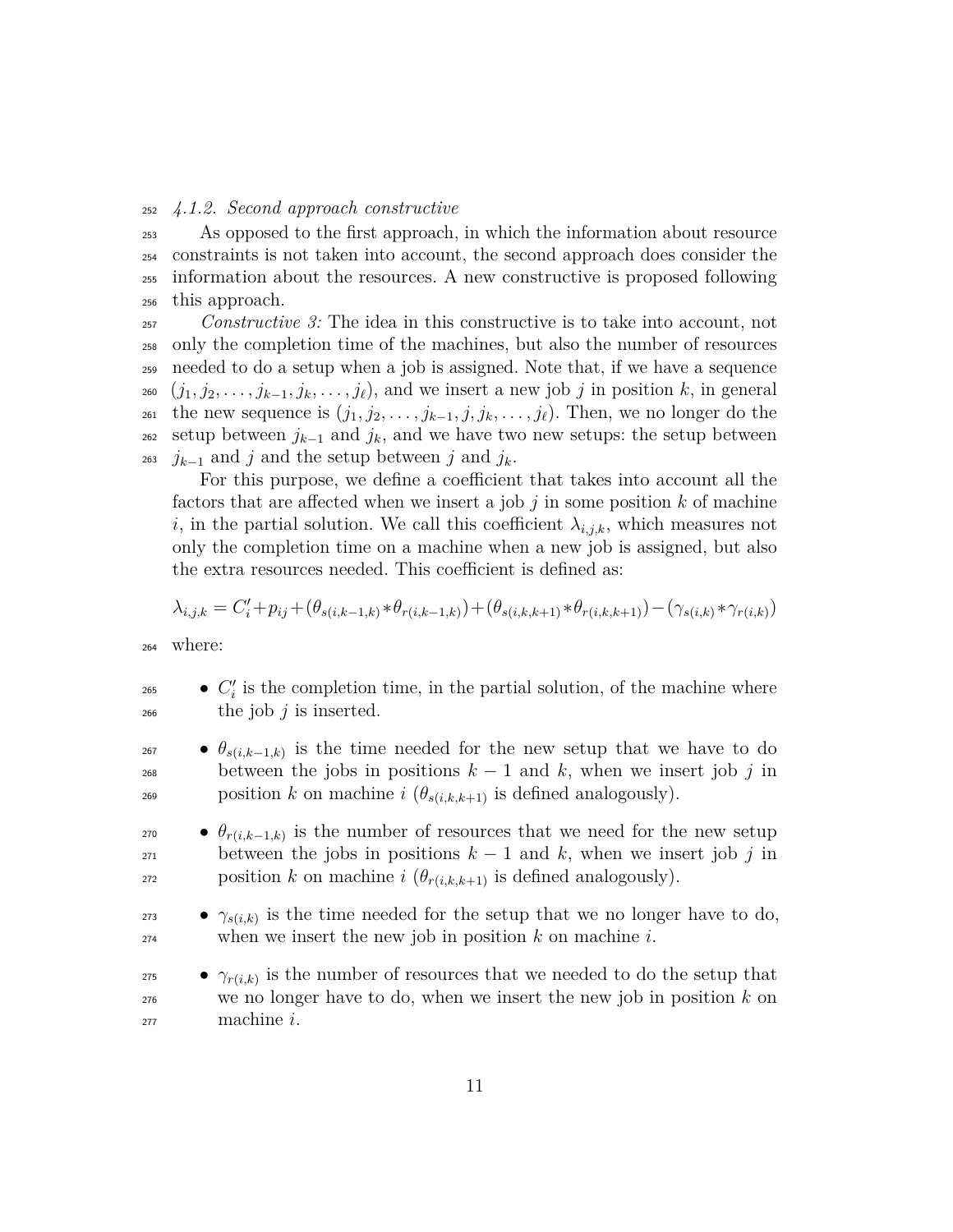#### *4.1.2. Second approach constructive*

As opposed to the first approach, in which the information about resource constraints is not taken into account, the second approach does consider the information about the resources. A new constructive is proposed following this approach.

*Constructive 3:* The idea in this constructive is to take into account, not only the completion time of the machines, but also the number of resources needed to do a setup when a job is assigned. Note that, if we have a sequence $(j_1, j_2, \ldots, j_{k-1}, j_k, \ldots, j_\ell)$, and we insert a new job $j$ in position $k$, in general the new sequence is $(j_1, j_2, \ldots, j_{k-1}, j, j_k, \ldots, j_\ell)$. Then, we no longer do the setup between $j_{k-1}$ and $j_k$, and we have two new setups: the setup between $j_{k-1}$ and $j$ and the setup between $j$ and $j_k$.

For this purpose, we define a coefficient that takes into account all the factors that are affected when we insert a job $j$ in some position $k$ of machine $i$, in the partial solution. We call this coefficient $\lambda_{i,j,k}$, which measures not only the completion time on a machine when a new job is assigned, but also the extra resources needed. This coefficient is defined as:

$$\lambda_{i,j,k} = C'_i + p_{ij} + (\theta_{s(i,k-1,k)} * \theta_{r(i,k-1,k)}) + (\theta_{s(i,k,k+1)} * \theta_{r(i,k,k+1)}) - (\gamma_{s(i,k)} * \gamma_{r(i,k)})$$

where:

- $C'_i$ is the completion time, in the partial solution, of the machine where the job $j$ is inserted.
- $\theta_{s(i,k-1,k)}$ is the time needed for the new setup that we have to do between the jobs in positions $k-1$ and $k$, when we insert job $j$ in position $k$ on machine $i$ ($\theta_{s(i,k,k+1)}$ is defined analogously).
- $\theta_{r(i,k-1,k)}$ is the number of resources that we need for the new setup between the jobs in positions $k-1$ and $k$, when we insert job $j$ in position $k$ on machine $i$ ($\theta_{r(i,k,k+1)}$ is defined analogously).
- $\gamma_{s(i,k)}$ is the time needed for the setup that we no longer have to do, when we insert the new job in position $k$ on machine $i$.
- $\gamma_{r(i,k)}$ is the number of resources that we needed to do the setup that we no longer have to do, when we insert the new job in position $k$ on machine $i$.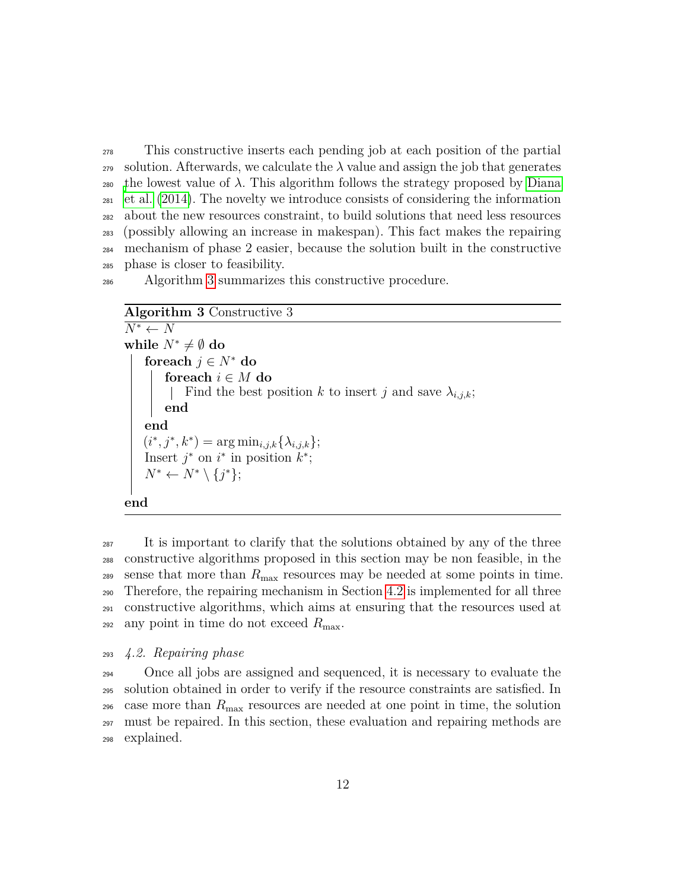This constructive inserts each pending job at each position of the partial solution. Afterwards, we calculate the $\lambda$ value and assign the job that generates the lowest value of $\lambda$. This algorithm follows the strategy proposed by Diana et al. (2014). The novelty we introduce consists of considering the information about the new resources constraint, to build solutions that need less resources (possibly allowing an increase in makespan). This fact makes the repairing mechanism of phase 2 easier, because the solution built in the constructive phase is closer to feasibility.

Algorithm 3 summarizes this constructive procedure.

**Algorithm 3** Constructive 3

```
N* ← N
while N* ≠ ∅ do
    foreach j ∈ N* do
        foreach i ∈ M do
            Find the best position k to insert j and save λ_{i,j,k};
        end
    end
    (i*, j*, k*) = arg min_{i,j,k}{λ_{i,j,k}};
    Insert j* on i* in position k*;
    N* ← N* \ {j*};
end
```

It is important to clarify that the solutions obtained by any of the three constructive algorithms proposed in this section may be non feasible, in the sense that more than $R_{\max}$ resources may be needed at some points in time. Therefore, the repairing mechanism in Section 4.2 is implemented for all three constructive algorithms, which aims at ensuring that the resources used at any point in time do not exceed $R_{\max}$.

### *4.2. Repairing phase*

Once all jobs are assigned and sequenced, it is necessary to evaluate the solution obtained in order to verify if the resource constraints are satisfied. In case more than $R_{\max}$ resources are needed at one point in time, the solution must be repaired. In this section, these evaluation and repairing methods are explained.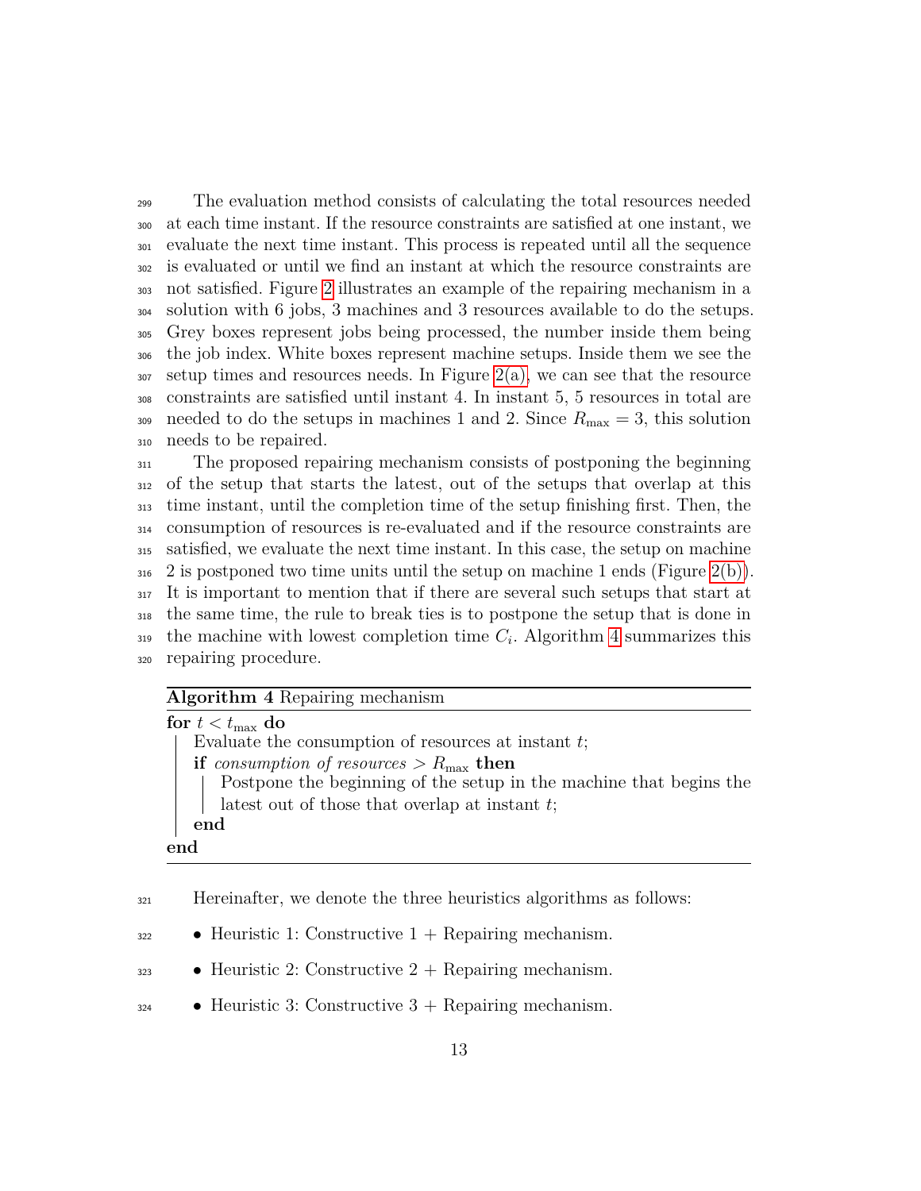The evaluation method consists of calculating the total resources needed at each time instant. If the resource constraints are satisfied at one instant, we evaluate the next time instant. This process is repeated until all the sequence is evaluated or until we find an instant at which the resource constraints are not satisfied. Figure 2 illustrates an example of the repairing mechanism in a solution with 6 jobs, 3 machines and 3 resources available to do the setups. Grey boxes represent jobs being processed, the number inside them being the job index. White boxes represent machine setups. Inside them we see the setup times and resources needs. In Figure 2(a), we can see that the resource constraints are satisfied until instant 4. In instant 5, 5 resources in total are needed to do the setups in machines 1 and 2. Since $R_{\max} = 3$, this solution needs to be repaired.

The proposed repairing mechanism consists of postponing the beginning of the setup that starts the latest, out of the setups that overlap at this time instant, until the completion time of the setup finishing first. Then, the consumption of resources is re-evaluated and if the resource constraints are satisfied, we evaluate the next time instant. In this case, the setup on machine 2 is postponed two time units until the setup on machine 1 ends (Figure 2(b)). It is important to mention that if there are several such setups that start at the same time, the rule to break ties is to postpone the setup that is done in the machine with lowest completion time $C_i$. Algorithm 4 summarizes this repairing procedure.

**Algorithm 4** Repairing mechanism

**for** $t < t_{\max}$ **do**
  Evaluate the consumption of resources at instant $t$;
  **if** *consumption of resources* $> R_{\max}$ **then**
    Postpone the beginning of the setup in the machine that begins the latest out of those that overlap at instant $t$;
  **end**
**end**

Hereinafter, we denote the three heuristics algorithms as follows:

- Heuristic 1: Constructive 1 + Repairing mechanism.
- Heuristic 2: Constructive 2 + Repairing mechanism.
- Heuristic 3: Constructive 3 + Repairing mechanism.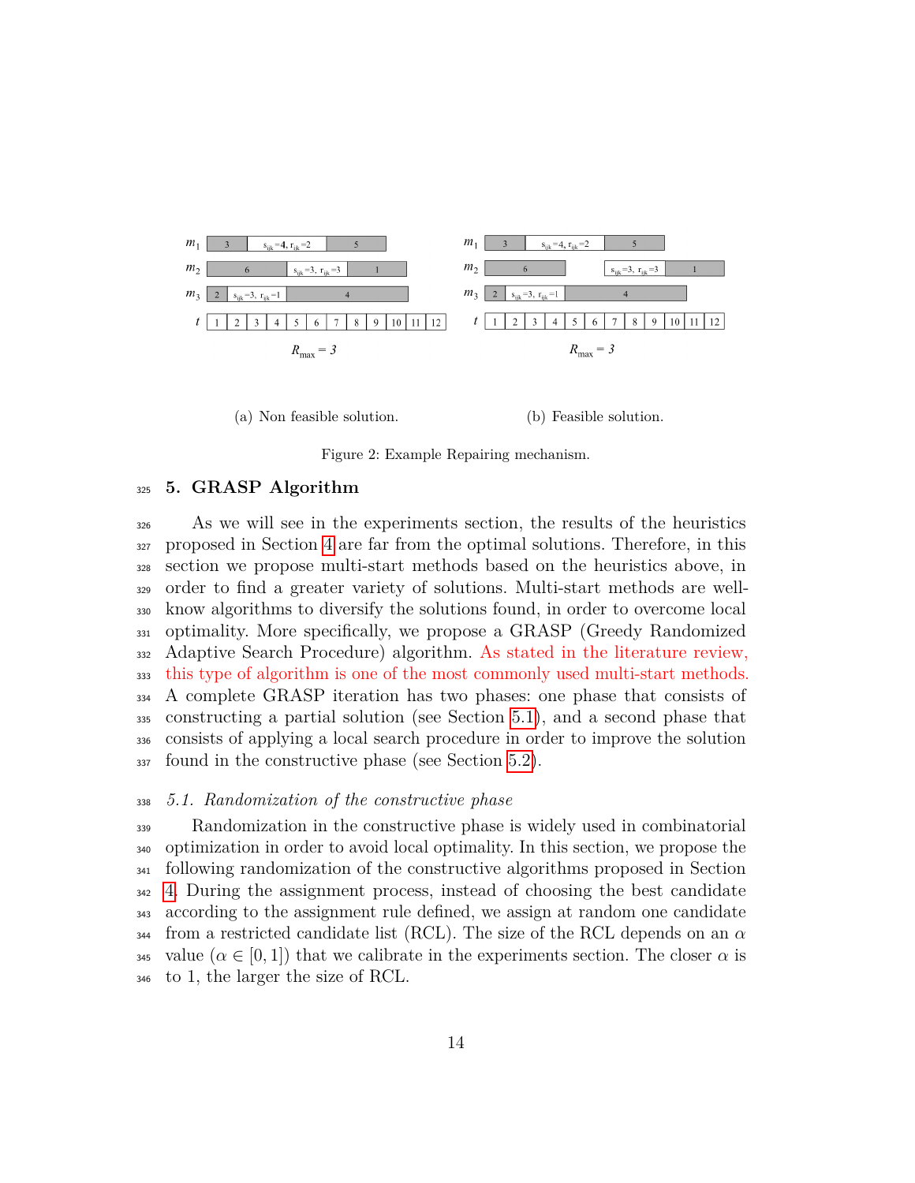(a) Non feasible solution.

(b) Feasible solution.

Figure 2: Example Repairing mechanism.

## 5. GRASP Algorithm

As we will see in the experiments section, the results of the heuristics proposed in Section 4 are far from the optimal solutions. Therefore, in this section we propose multi-start methods based on the heuristics above, in order to find a greater variety of solutions. Multi-start methods are well-know algorithms to diversify the solutions found, in order to overcome local optimality. More specifically, we propose a GRASP (Greedy Randomized Adaptive Search Procedure) algorithm. As stated in the literature review, this type of algorithm is one of the most commonly used multi-start methods. A complete GRASP iteration has two phases: one phase that consists of constructing a partial solution (see Section 5.1), and a second phase that consists of applying a local search procedure in order to improve the solution found in the constructive phase (see Section 5.2).

### *5.1. Randomization of the constructive phase*

Randomization in the constructive phase is widely used in combinatorial optimization in order to avoid local optimality. In this section, we propose the following randomization of the constructive algorithms proposed in Section 4. During the assignment process, instead of choosing the best candidate according to the assignment rule defined, we assign at random one candidate from a restricted candidate list (RCL). The size of the RCL depends on an $\alpha$ value ($\alpha \in [0, 1]$) that we calibrate in the experiments section. The closer $\alpha$ is to 1, the larger the size of RCL.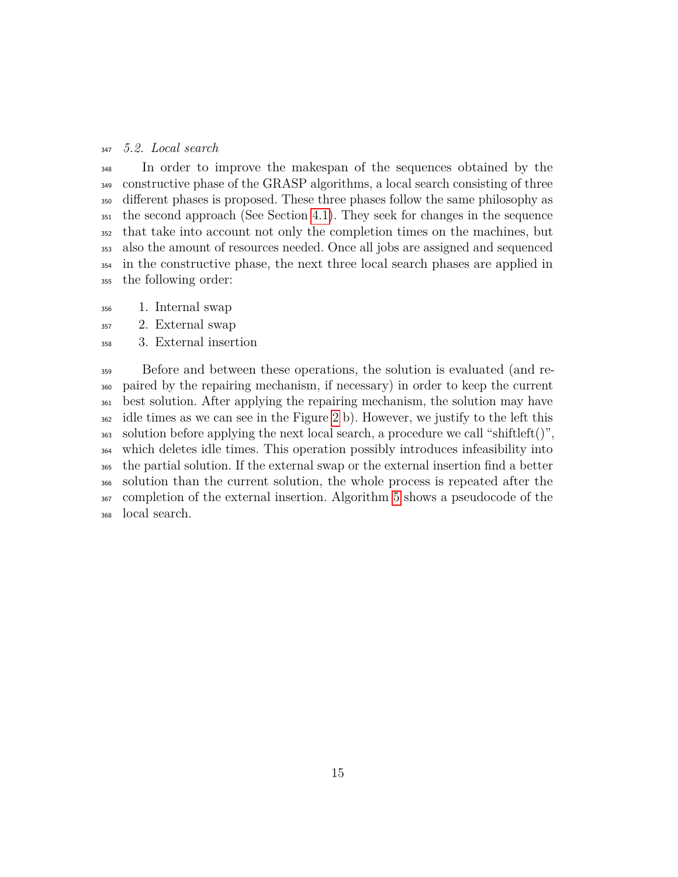### 5.2. Local search

In order to improve the makespan of the sequences obtained by the constructive phase of the GRASP algorithms, a local search consisting of three different phases is proposed. These three phases follow the same philosophy as the second approach (See Section 4.1). They seek for changes in the sequence that take into account not only the completion times on the machines, but also the amount of resources needed. Once all jobs are assigned and sequenced in the constructive phase, the next three local search phases are applied in the following order:

1. Internal swap
2. External swap
3. External insertion

Before and between these operations, the solution is evaluated (and repaired by the repairing mechanism, if necessary) in order to keep the current best solution. After applying the repairing mechanism, the solution may have idle times as we can see in the Figure 2 b). However, we justify to the left this solution before applying the next local search, a procedure we call "shiftleft()", which deletes idle times. This operation possibly introduces infeasibility into the partial solution. If the external swap or the external insertion find a better solution than the current solution, the whole process is repeated after the completion of the external insertion. Algorithm 5 shows a pseudocode of the local search.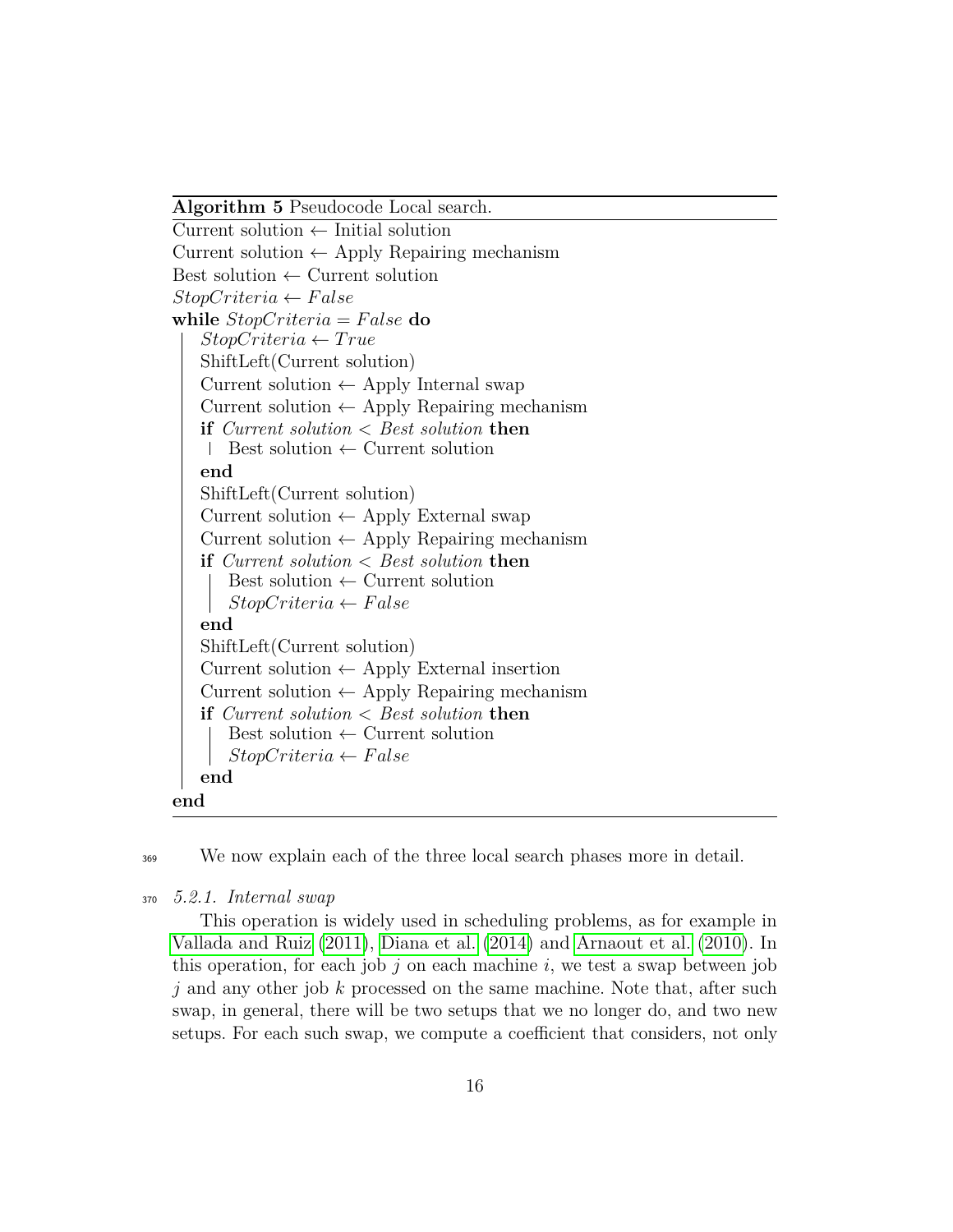**Algorithm 5** Pseudocode Local search.

```
Current solution ← Initial solution
Current solution ← Apply Repairing mechanism
Best solution ← Current solution
StopCriteria ← False
while StopCriteria = False do
    StopCriteria ← True
    ShiftLeft(Current solution)
    Current solution ← Apply Internal swap
    Current solution ← Apply Repairing mechanism
    if Current solution < Best solution then
        Best solution ← Current solution
    end
    ShiftLeft(Current solution)
    Current solution ← Apply External swap
    Current solution ← Apply Repairing mechanism
    if Current solution < Best solution then
        Best solution ← Current solution
        StopCriteria ← False
    end
    ShiftLeft(Current solution)
    Current solution ← Apply External insertion
    Current solution ← Apply Repairing mechanism
    if Current solution < Best solution then
        Best solution ← Current solution
        StopCriteria ← False
    end
end
```

We now explain each of the three local search phases more in detail.

#### *5.2.1. Internal swap*

This operation is widely used in scheduling problems, as for example in Vallada and Ruiz (2011), Diana et al. (2014) and Arnaout et al. (2010). In this operation, for each job $j$ on each machine $i$, we test a swap between job $j$ and any other job $k$ processed on the same machine. Note that, after such swap, in general, there will be two setups that we no longer do, and two new setups. For each such swap, we compute a coefficient that considers, not only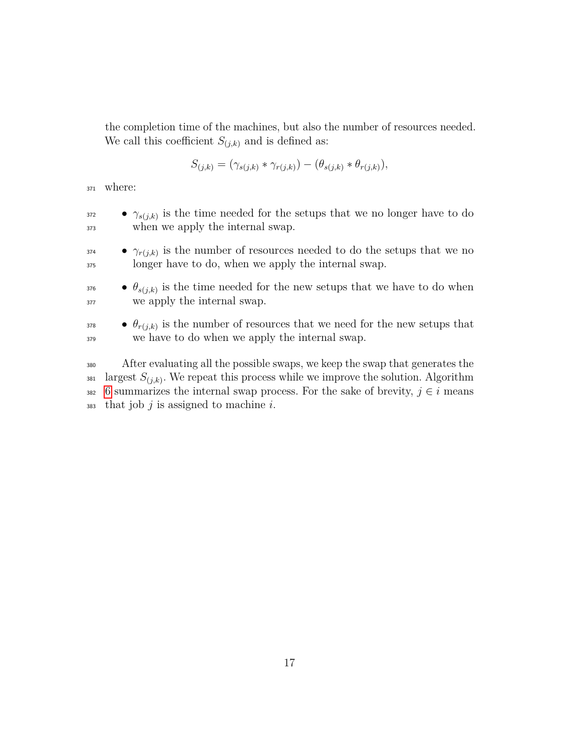the completion time of the machines, but also the number of resources needed. We call this coefficient $S_{(j,k)}$ and is defined as:

$$S_{(j,k)} = (\gamma_{s(j,k)} * \gamma_{r(j,k)}) - (\theta_{s(j,k)} * \theta_{r(j,k)}),$$

where:

- $\gamma_{s(j,k)}$ is the time needed for the setups that we no longer have to do when we apply the internal swap.
- $\gamma_{r(j,k)}$ is the number of resources needed to do the setups that we no longer have to do, when we apply the internal swap.
- $\theta_{s(j,k)}$ is the time needed for the new setups that we have to do when we apply the internal swap.
- $\theta_{r(j,k)}$ is the number of resources that we need for the new setups that we have to do when we apply the internal swap.

After evaluating all the possible swaps, we keep the swap that generates the largest $S_{(j,k)}$. We repeat this process while we improve the solution. Algorithm 6 summarizes the internal swap process. For the sake of brevity, $j \in i$ means that job $j$ is assigned to machine $i$.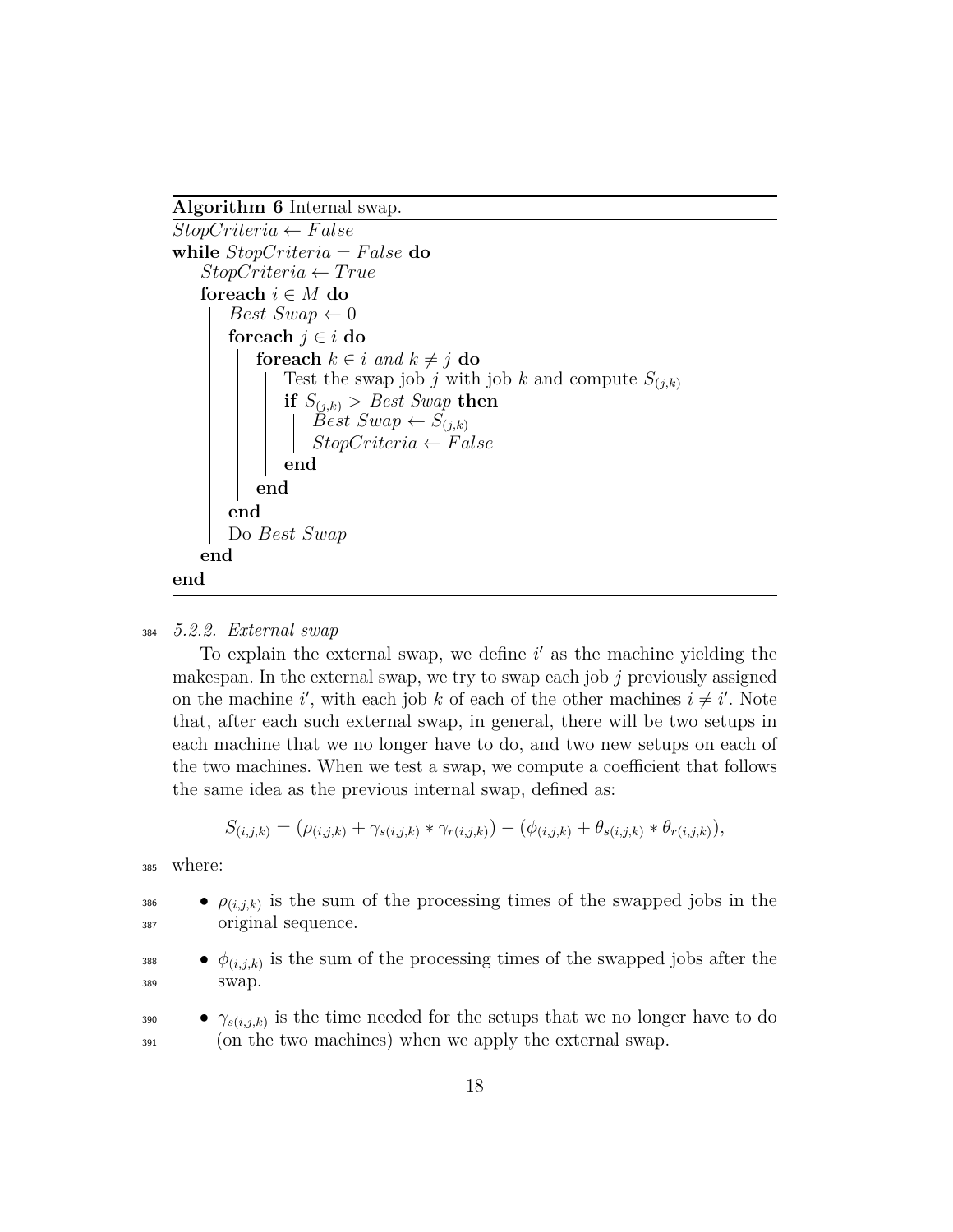**Algorithm 6** Internal swap.

```
StopCriteria ← False
while StopCriteria = False do
    StopCriteria ← True
    foreach i ∈ M do
        Best Swap ← 0
        foreach j ∈ i do
            foreach k ∈ i and k ≠ j do
                Test the swap job j with job k and compute S_(j,k)
                if S_(j,k) > Best Swap then
                    Best Swap ← S_(j,k)
                    StopCriteria ← False
                end
            end
        end
        Do Best Swap
    end
end
```

#### 5.2.2. External swap

To explain the external swap, we define $i'$ as the machine yielding the makespan. In the external swap, we try to swap each job $j$ previously assigned on the machine $i'$, with each job $k$ of each of the other machines $i \neq i'$. Note that, after each such external swap, in general, there will be two setups in each machine that we no longer have to do, and two new setups on each of the two machines. When we test a swap, we compute a coefficient that follows the same idea as the previous internal swap, defined as:

$$S_{(i,j,k)} = (\rho_{(i,j,k)} + \gamma_{s(i,j,k)} * \gamma_{r(i,j,k)}) - (\phi_{(i,j,k)} + \theta_{s(i,j,k)} * \theta_{r(i,j,k)}),$$

where:

- $\rho_{(i,j,k)}$ is the sum of the processing times of the swapped jobs in the original sequence.
- $\phi_{(i,j,k)}$ is the sum of the processing times of the swapped jobs after the swap.
- $\gamma_{s(i,j,k)}$ is the time needed for the setups that we no longer have to do (on the two machines) when we apply the external swap.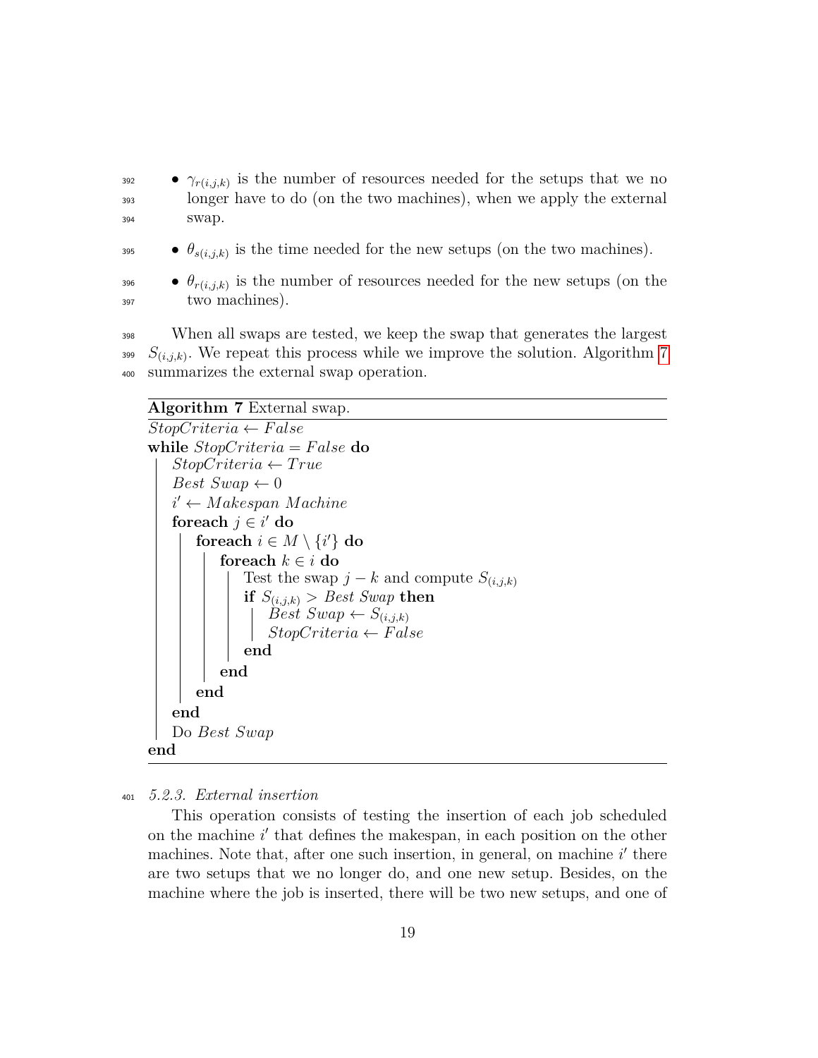- $\gamma_{r(i,j,k)}$ is the number of resources needed for the setups that we no longer have to do (on the two machines), when we apply the external swap.

- $\theta_{s(i,j,k)}$ is the time needed for the new setups (on the two machines).

- $\theta_{r(i,j,k)}$ is the number of resources needed for the new setups (on the two machines).

When all swaps are tested, we keep the swap that generates the largest $S_{(i,j,k)}$. We repeat this process while we improve the solution. Algorithm 7 summarizes the external swap operation.

**Algorithm 7** External swap.

```
StopCriteria ← False
while StopCriteria = False do
    StopCriteria ← True
    Best Swap ← 0
    i' ← Makespan Machine
    foreach j ∈ i' do
        foreach i ∈ M \ {i'} do
            foreach k ∈ i do
                Test the swap j − k and compute S_(i,j,k)
                if S_(i,j,k) > Best Swap then
                    Best Swap ← S_(i,j,k)
                    StopCriteria ← False
                end
            end
        end
    end
    Do Best Swap
end
```

### 5.2.3. External insertion

This operation consists of testing the insertion of each job scheduled on the machine $i'$ that defines the makespan, in each position on the other machines. Note that, after one such insertion, in general, on machine $i'$ there are two setups that we no longer do, and one new setup. Besides, on the machine where the job is inserted, there will be two new setups, and one of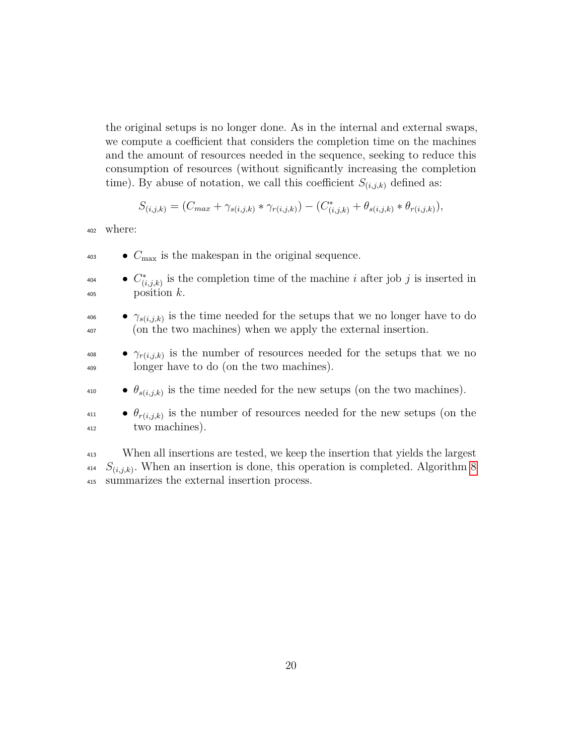the original setups is no longer done. As in the internal and external swaps, we compute a coefficient that considers the completion time on the machines and the amount of resources needed in the sequence, seeking to reduce this consumption of resources (without significantly increasing the completion time). By abuse of notation, we call this coefficient $S_{(i,j,k)}$ defined as:

$$S_{(i,j,k)} = (C_{max} + \gamma_{s(i,j,k)} * \gamma_{r(i,j,k)}) - (C^*_{(i,j,k)} + \theta_{s(i,j,k)} * \theta_{r(i,j,k)}),$$

where:

- $C_{\max}$ is the makespan in the original sequence.
- $C^*_{(i,j,k)}$ is the completion time of the machine $i$ after job $j$ is inserted in position $k$.
- $\gamma_{s(i,j,k)}$ is the time needed for the setups that we no longer have to do (on the two machines) when we apply the external insertion.
- $\gamma_{r(i,j,k)}$ is the number of resources needed for the setups that we no longer have to do (on the two machines).
- $\theta_{s(i,j,k)}$ is the time needed for the new setups (on the two machines).
- $\theta_{r(i,j,k)}$ is the number of resources needed for the new setups (on the two machines).

When all insertions are tested, we keep the insertion that yields the largest $S_{(i,j,k)}$. When an insertion is done, this operation is completed. Algorithm 8 summarizes the external insertion process.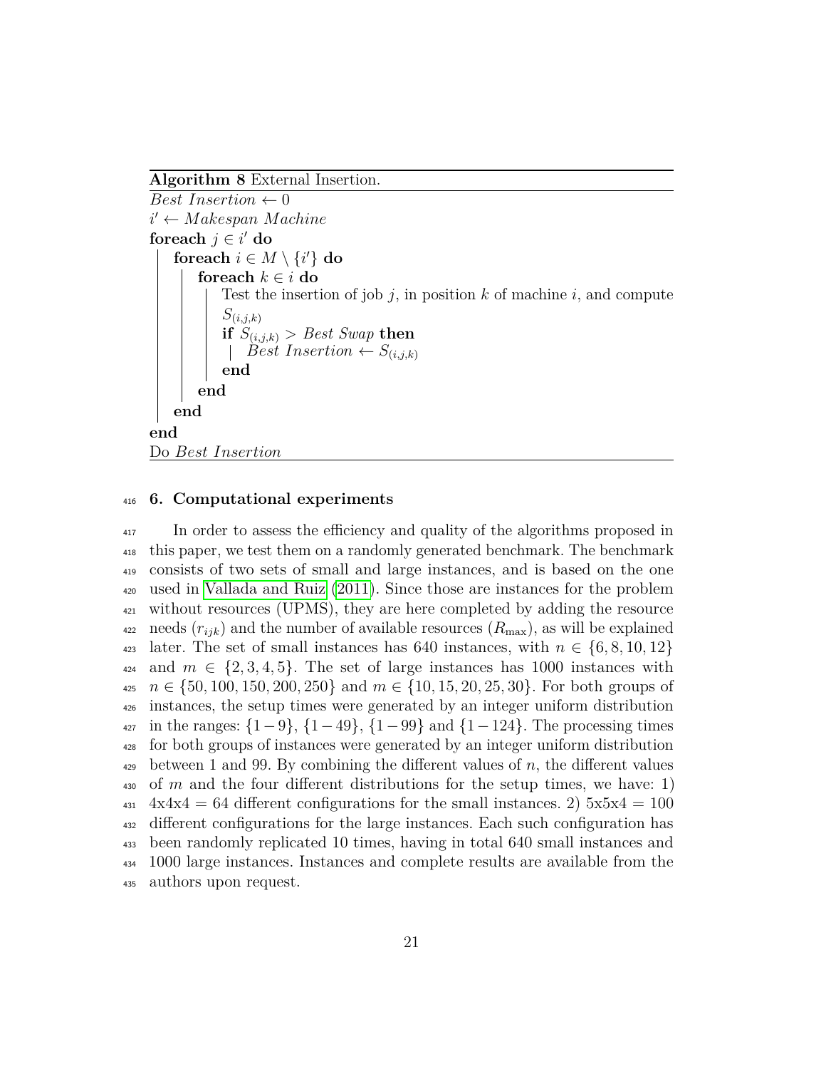**Algorithm 8** External Insertion.

```
Best Insertion ← 0
i' ← Makespan Machine
foreach j ∈ i' do
    foreach i ∈ M \ {i'} do
        foreach k ∈ i do
            Test the insertion of job j, in position k of machine i, and compute
            S_(i,j,k)
            if S_(i,j,k) > Best Swap then
                Best Insertion ← S_(i,j,k)
            end
        end
    end
end
Do Best Insertion
```

## 6. Computational experiments

In order to assess the efficiency and quality of the algorithms proposed in this paper, we test them on a randomly generated benchmark. The benchmark consists of two sets of small and large instances, and is based on the one used in Vallada and Ruiz (2011). Since those are instances for the problem without resources (UPMS), they are here completed by adding the resource needs ($r_{ijk}$) and the number of available resources ($R_{\max}$), as will be explained later. The set of small instances has 640 instances, with $n \in \{6, 8, 10, 12\}$ and $m \in \{2, 3, 4, 5\}$. The set of large instances has 1000 instances with $n \in \{50, 100, 150, 200, 250\}$ and $m \in \{10, 15, 20, 25, 30\}$. For both groups of instances, the setup times were generated by an integer uniform distribution in the ranges: $\{1-9\}$, $\{1-49\}$, $\{1-99\}$ and $\{1-124\}$. The processing times for both groups of instances were generated by an integer uniform distribution between 1 and 99. By combining the different values of $n$, the different values of $m$ and the four different distributions for the setup times, we have: 1) 4x4x4 = 64 different configurations for the small instances. 2) 5x5x4 = 100 different configurations for the large instances. Each such configuration has been randomly replicated 10 times, having in total 640 small instances and 1000 large instances. Instances and complete results are available from the authors upon request.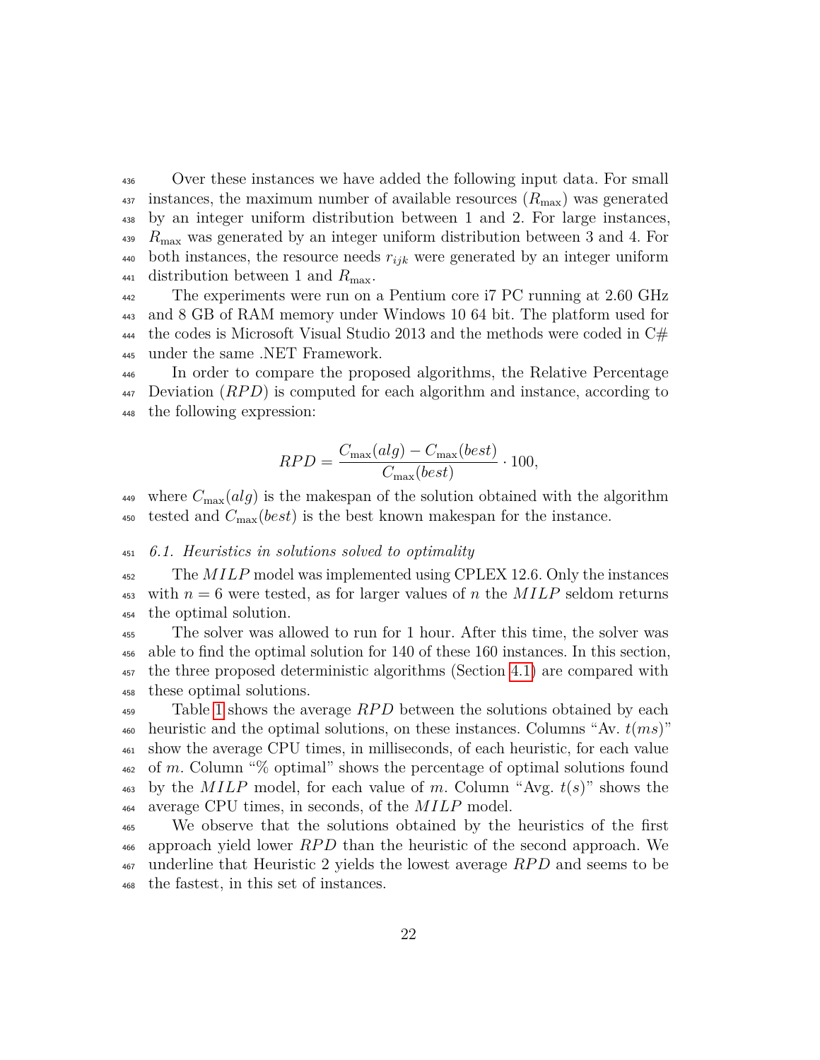Over these instances we have added the following input data. For small instances, the maximum number of available resources ($R_{\max}$) was generated by an integer uniform distribution between 1 and 2. For large instances, $R_{\max}$ was generated by an integer uniform distribution between 3 and 4. For both instances, the resource needs $r_{ijk}$ were generated by an integer uniform distribution between 1 and $R_{\max}$.

The experiments were run on a Pentium core i7 PC running at 2.60 GHz and 8 GB of RAM memory under Windows 10 64 bit. The platform used for the codes is Microsoft Visual Studio 2013 and the methods were coded in C# under the same .NET Framework.

In order to compare the proposed algorithms, the Relative Percentage Deviation ($RPD$) is computed for each algorithm and instance, according to the following expression:

$$RPD = \frac{C_{\max}(alg) - C_{\max}(best)}{C_{\max}(best)} \cdot 100,$$

where $C_{\max}(alg)$ is the makespan of the solution obtained with the algorithm tested and $C_{\max}(best)$ is the best known makespan for the instance.

### 6.1. Heuristics in solutions solved to optimality

The $MILP$ model was implemented using CPLEX 12.6. Only the instances with $n = 6$ were tested, as for larger values of $n$ the $MILP$ seldom returns the optimal solution.

The solver was allowed to run for 1 hour. After this time, the solver was able to find the optimal solution for 140 of these 160 instances. In this section, the three proposed deterministic algorithms (Section 4.1) are compared with these optimal solutions.

Table 1 shows the average $RPD$ between the solutions obtained by each heuristic and the optimal solutions, on these instances. Columns "Av. $t(ms)$" show the average CPU times, in milliseconds, of each heuristic, for each value of $m$. Column "% optimal" shows the percentage of optimal solutions found by the $MILP$ model, for each value of $m$. Column "Avg. $t(s)$" shows the average CPU times, in seconds, of the $MILP$ model.

We observe that the solutions obtained by the heuristics of the first approach yield lower $RPD$ than the heuristic of the second approach. We underline that Heuristic 2 yields the lowest average $RPD$ and seems to be the fastest, in this set of instances.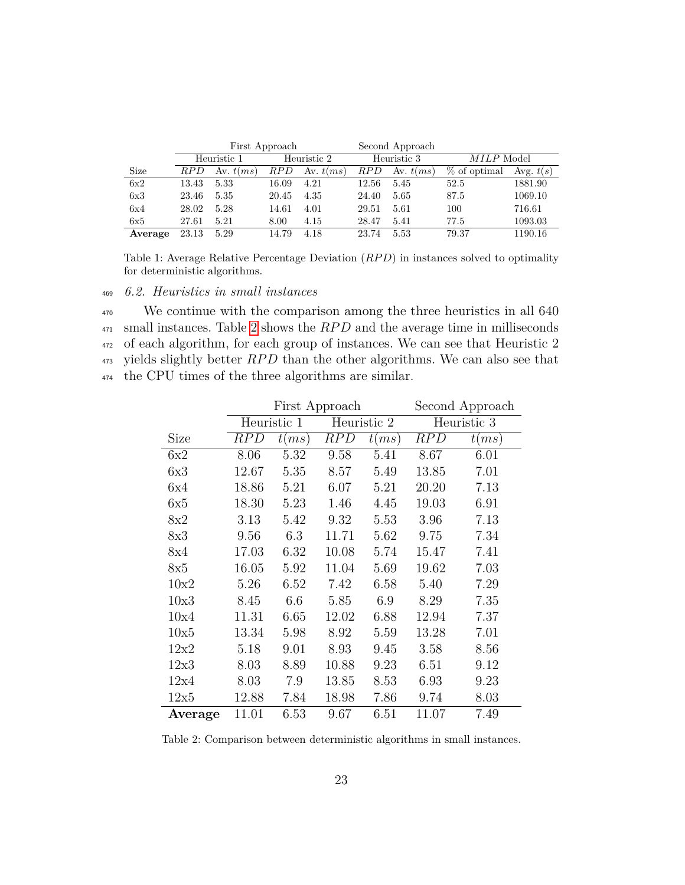|  | First Approach |  |  |  | Second Approach |  |  |  |
|---|---|---|---|---|---|---|---|---|
|  | Heuristic 1 |  | Heuristic 2 |  | Heuristic 3 |  | $MILP$ Model |  |
| Size | $RPD$ | Av. $t(ms)$ | $RPD$ | Av. $t(ms)$ | $RPD$ | Av. $t(ms)$ | % of optimal | Avg. $t(s)$ |
| 6x2 | 13.43 | 5.33 | 16.09 | 4.21 | 12.56 | 5.45 | 52.5 | 1881.90 |
| 6x3 | 23.46 | 5.35 | 20.45 | 4.35 | 24.40 | 5.65 | 87.5 | 1069.10 |
| 6x4 | 28.02 | 5.28 | 14.61 | 4.01 | 29.51 | 5.61 | 100 | 716.61 |
| 6x5 | 27.61 | 5.21 | 8.00 | 4.15 | 28.47 | 5.41 | 77.5 | 1093.03 |
| **Average** | 23.13 | 5.29 | 14.79 | 4.18 | 23.74 | 5.53 | 79.37 | 1190.16 |

Table 1: Average Relative Percentage Deviation ($RPD$) in instances solved to optimality for deterministic algorithms.

### 6.2. Heuristics in small instances

We continue with the comparison among the three heuristics in all 640 small instances. Table 2 shows the $RPD$ and the average time in milliseconds of each algorithm, for each group of instances. We can see that Heuristic 2 yields slightly better $RPD$ than the other algorithms. We can also see that the CPU times of the three algorithms are similar.

|  | First Approach |  |  |  | Second Approach |  |
|---|---|---|---|---|---|---|
|  | Heuristic 1 |  | Heuristic 2 |  | Heuristic 3 |  |
| Size | $RPD$ | $t(ms)$ | $RPD$ | $t(ms)$ | $RPD$ | $t(ms)$ |
| 6x2 | 8.06 | 5.32 | 9.58 | 5.41 | 8.67 | 6.01 |
| 6x3 | 12.67 | 5.35 | 8.57 | 5.49 | 13.85 | 7.01 |
| 6x4 | 18.86 | 5.21 | 6.07 | 5.21 | 20.20 | 7.13 |
| 6x5 | 18.30 | 5.23 | 1.46 | 4.45 | 19.03 | 6.91 |
| 8x2 | 3.13 | 5.42 | 9.32 | 5.53 | 3.96 | 7.13 |
| 8x3 | 9.56 | 6.3 | 11.71 | 5.62 | 9.75 | 7.34 |
| 8x4 | 17.03 | 6.32 | 10.08 | 5.74 | 15.47 | 7.41 |
| 8x5 | 16.05 | 5.92 | 11.04 | 5.69 | 19.62 | 7.03 |
| 10x2 | 5.26 | 6.52 | 7.42 | 6.58 | 5.40 | 7.29 |
| 10x3 | 8.45 | 6.6 | 5.85 | 6.9 | 8.29 | 7.35 |
| 10x4 | 11.31 | 6.65 | 12.02 | 6.88 | 12.94 | 7.37 |
| 10x5 | 13.34 | 5.98 | 8.92 | 5.59 | 13.28 | 7.01 |
| 12x2 | 5.18 | 9.01 | 8.93 | 9.45 | 3.58 | 8.56 |
| 12x3 | 8.03 | 8.89 | 10.88 | 9.23 | 6.51 | 9.12 |
| 12x4 | 8.03 | 7.9 | 13.85 | 8.53 | 6.93 | 9.23 |
| 12x5 | 12.88 | 7.84 | 18.98 | 7.86 | 9.74 | 8.03 |
| **Average** | 11.01 | 6.53 | 9.67 | 6.51 | 11.07 | 7.49 |

Table 2: Comparison between deterministic algorithms in small instances.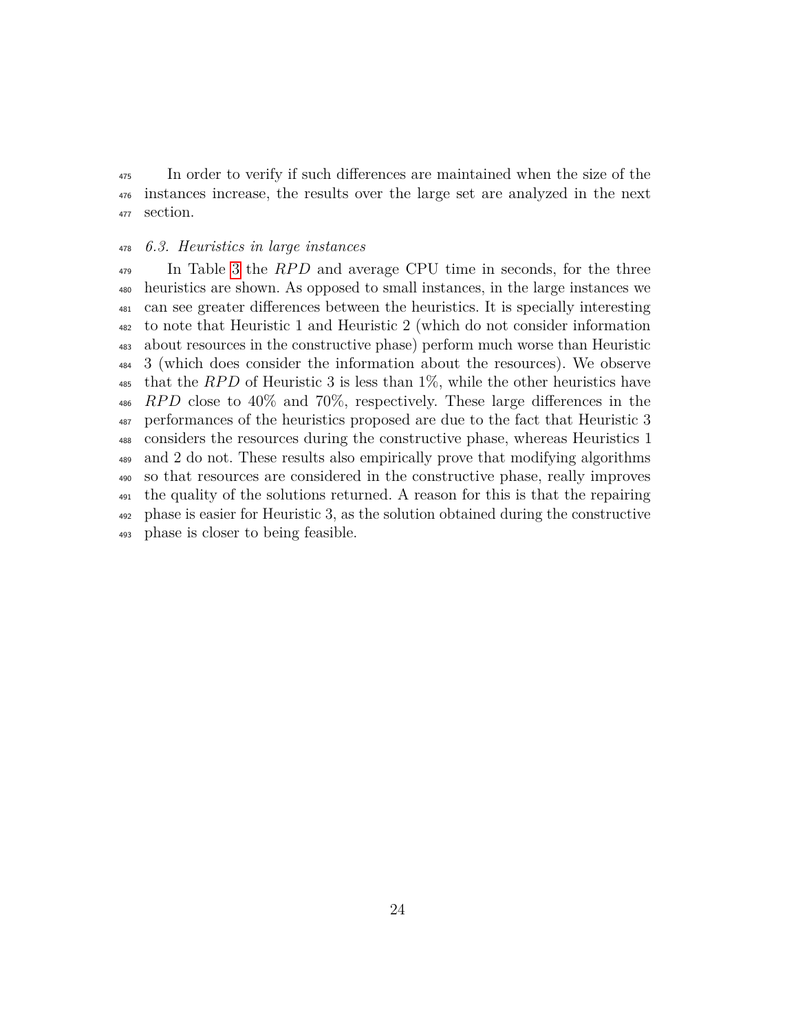In order to verify if such differences are maintained when the size of the instances increase, the results over the large set are analyzed in the next section.

### *6.3. Heuristics in large instances*

In Table 3 the $RPD$ and average CPU time in seconds, for the three heuristics are shown. As opposed to small instances, in the large instances we can see greater differences between the heuristics. It is specially interesting to note that Heuristic 1 and Heuristic 2 (which do not consider information about resources in the constructive phase) perform much worse than Heuristic 3 (which does consider the information about the resources). We observe that the $RPD$ of Heuristic 3 is less than 1%, while the other heuristics have $RPD$ close to 40% and 70%, respectively. These large differences in the performances of the heuristics proposed are due to the fact that Heuristic 3 considers the resources during the constructive phase, whereas Heuristics 1 and 2 do not. These results also empirically prove that modifying algorithms so that resources are considered in the constructive phase, really improves the quality of the solutions returned. A reason for this is that the repairing phase is easier for Heuristic 3, as the solution obtained during the constructive phase is closer to being feasible.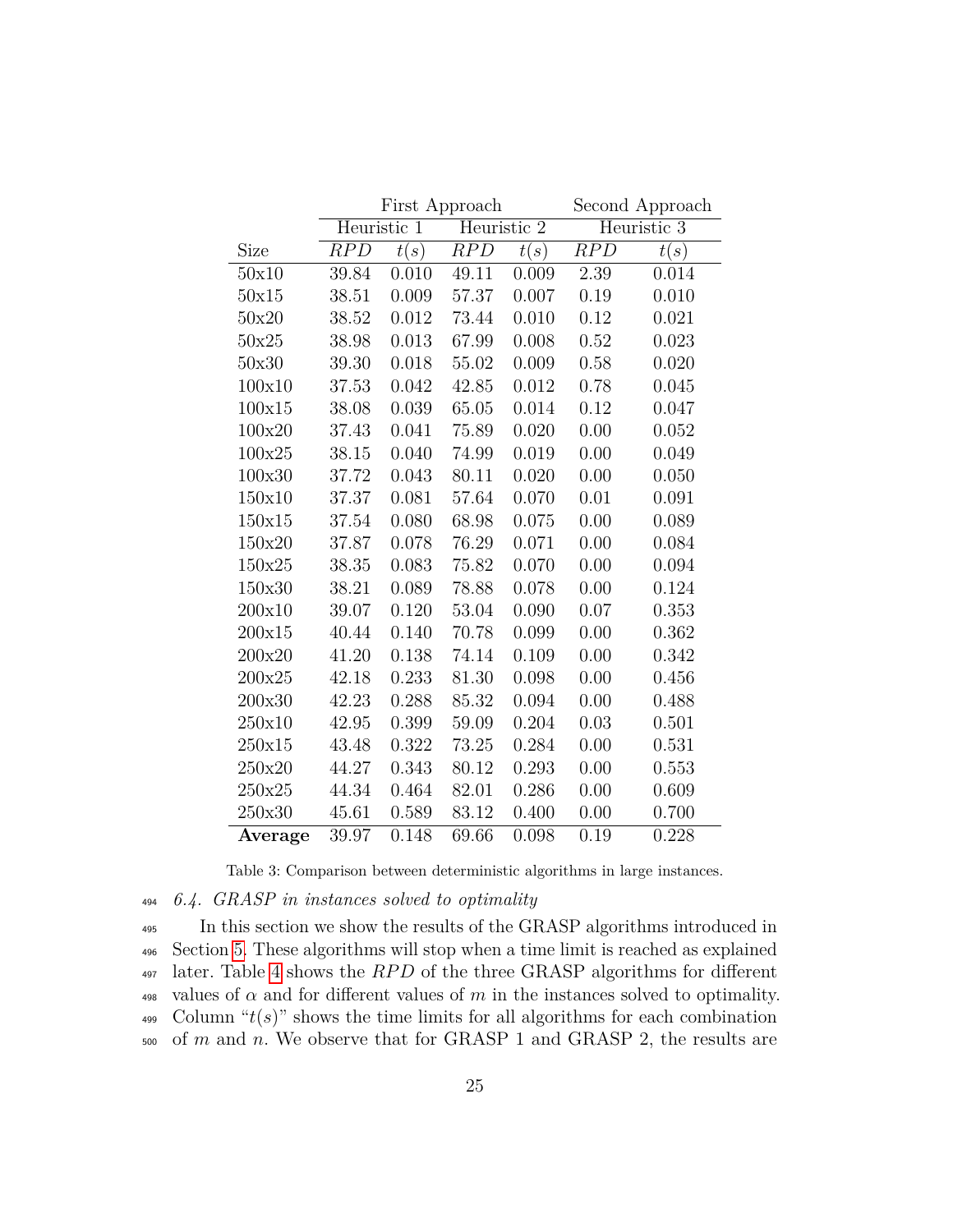| | First Approach | | | | Second Approach | |
|---|---|---|---|---|---|---|
| | Heuristic 1 | | Heuristic 2 | | Heuristic 3 | |
| Size | $RPD$ | $t(s)$ | $RPD$ | $t(s)$ | $RPD$ | $t(s)$ |
| 50x10 | 39.84 | 0.010 | 49.11 | 0.009 | 2.39 | 0.014 |
| 50x15 | 38.51 | 0.009 | 57.37 | 0.007 | 0.19 | 0.010 |
| 50x20 | 38.52 | 0.012 | 73.44 | 0.010 | 0.12 | 0.021 |
| 50x25 | 38.98 | 0.013 | 67.99 | 0.008 | 0.52 | 0.023 |
| 50x30 | 39.30 | 0.018 | 55.02 | 0.009 | 0.58 | 0.020 |
| 100x10 | 37.53 | 0.042 | 42.85 | 0.012 | 0.78 | 0.045 |
| 100x15 | 38.08 | 0.039 | 65.05 | 0.014 | 0.12 | 0.047 |
| 100x20 | 37.43 | 0.041 | 75.89 | 0.020 | 0.00 | 0.052 |
| 100x25 | 38.15 | 0.040 | 74.99 | 0.019 | 0.00 | 0.049 |
| 100x30 | 37.72 | 0.043 | 80.11 | 0.020 | 0.00 | 0.050 |
| 150x10 | 37.37 | 0.081 | 57.64 | 0.070 | 0.01 | 0.091 |
| 150x15 | 37.54 | 0.080 | 68.98 | 0.075 | 0.00 | 0.089 |
| 150x20 | 37.87 | 0.078 | 76.29 | 0.071 | 0.00 | 0.084 |
| 150x25 | 38.35 | 0.083 | 75.82 | 0.070 | 0.00 | 0.094 |
| 150x30 | 38.21 | 0.089 | 78.88 | 0.078 | 0.00 | 0.124 |
| 200x10 | 39.07 | 0.120 | 53.04 | 0.090 | 0.07 | 0.353 |
| 200x15 | 40.44 | 0.140 | 70.78 | 0.099 | 0.00 | 0.362 |
| 200x20 | 41.20 | 0.138 | 74.14 | 0.109 | 0.00 | 0.342 |
| 200x25 | 42.18 | 0.233 | 81.30 | 0.098 | 0.00 | 0.456 |
| 200x30 | 42.23 | 0.288 | 85.32 | 0.094 | 0.00 | 0.488 |
| 250x10 | 42.95 | 0.399 | 59.09 | 0.204 | 0.03 | 0.501 |
| 250x15 | 43.48 | 0.322 | 73.25 | 0.284 | 0.00 | 0.531 |
| 250x20 | 44.27 | 0.343 | 80.12 | 0.293 | 0.00 | 0.553 |
| 250x25 | 44.34 | 0.464 | 82.01 | 0.286 | 0.00 | 0.609 |
| 250x30 | 45.61 | 0.589 | 83.12 | 0.400 | 0.00 | 0.700 |
| **Average** | 39.97 | 0.148 | 69.66 | 0.098 | 0.19 | 0.228 |

Table 3: Comparison between deterministic algorithms in large instances.

### 6.4. GRASP in instances solved to optimality

In this section we show the results of the GRASP algorithms introduced in Section 5. These algorithms will stop when a time limit is reached as explained later. Table 4 shows the $RPD$ of the three GRASP algorithms for different values of $\alpha$ and for different values of $m$ in the instances solved to optimality. Column "$t(s)$" shows the time limits for all algorithms for each combination of $m$ and $n$. We observe that for GRASP 1 and GRASP 2, the results are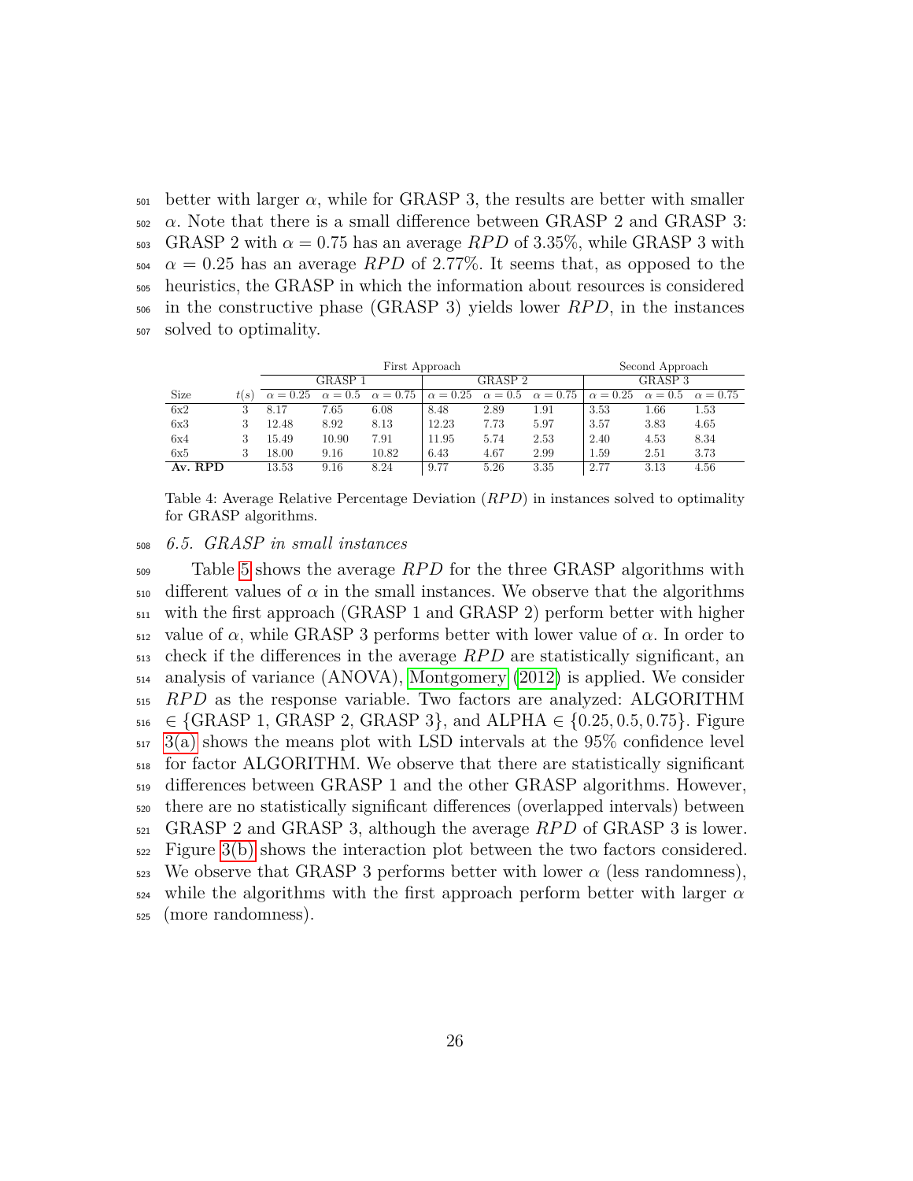better with larger $\alpha$, while for GRASP 3, the results are better with smaller $\alpha$. Note that there is a small difference between GRASP 2 and GRASP 3: GRASP 2 with $\alpha = 0.75$ has an average $RPD$ of 3.35%, while GRASP 3 with $\alpha = 0.25$ has an average $RPD$ of 2.77%. It seems that, as opposed to the heuristics, the GRASP in which the information about resources is considered in the constructive phase (GRASP 3) yields lower $RPD$, in the instances solved to optimality.

| | | First Approach | | | | | | Second Approach | | |
|---|---|---|---|---|---|---|---|---|---|---|
| | | GRASP 1 | | | GRASP 2 | | | GRASP 3 | | |
| Size | $t(s)$ | $\alpha = 0.25$ | $\alpha = 0.5$ | $\alpha = 0.75$ | $\alpha = 0.25$ | $\alpha = 0.5$ | $\alpha = 0.75$ | $\alpha = 0.25$ | $\alpha = 0.5$ | $\alpha = 0.75$ |
| 6x2 | 3 | 8.17 | 7.65 | 6.08 | 8.48 | 2.89 | 1.91 | 3.53 | 1.66 | 1.53 |
| 6x3 | 3 | 12.48 | 8.92 | 8.13 | 12.23 | 7.73 | 5.97 | 3.57 | 3.83 | 4.65 |
| 6x4 | 3 | 15.49 | 10.90 | 7.91 | 11.95 | 5.74 | 2.53 | 2.40 | 4.53 | 8.34 |
| 6x5 | 3 | 18.00 | 9.16 | 10.82 | 6.43 | 4.67 | 2.99 | 1.59 | 2.51 | 3.73 |
| **Av. RPD** | | 13.53 | 9.16 | 8.24 | 9.77 | 5.26 | 3.35 | 2.77 | 3.13 | 4.56 |

Table 4: Average Relative Percentage Deviation ($RPD$) in instances solved to optimality for GRASP algorithms.

### *6.5. GRASP in small instances*

Table 5 shows the average $RPD$ for the three GRASP algorithms with different values of $\alpha$ in the small instances. We observe that the algorithms with the first approach (GRASP 1 and GRASP 2) perform better with higher value of $\alpha$, while GRASP 3 performs better with lower value of $\alpha$. In order to check if the differences in the average $RPD$ are statistically significant, an analysis of variance (ANOVA), Montgomery (2012) is applied. We consider $RPD$ as the response variable. Two factors are analyzed: ALGORITHM $\in$ {GRASP 1, GRASP 2, GRASP 3}, and ALPHA $\in \{0.25, 0.5, 0.75\}$. Figure 3(a) shows the means plot with LSD intervals at the 95% confidence level for factor ALGORITHM. We observe that there are statistically significant differences between GRASP 1 and the other GRASP algorithms. However, there are no statistically significant differences (overlapped intervals) between GRASP 2 and GRASP 3, although the average $RPD$ of GRASP 3 is lower. Figure 3(b) shows the interaction plot between the two factors considered. We observe that GRASP 3 performs better with lower $\alpha$ (less randomness), while the algorithms with the first approach perform better with larger $\alpha$ (more randomness).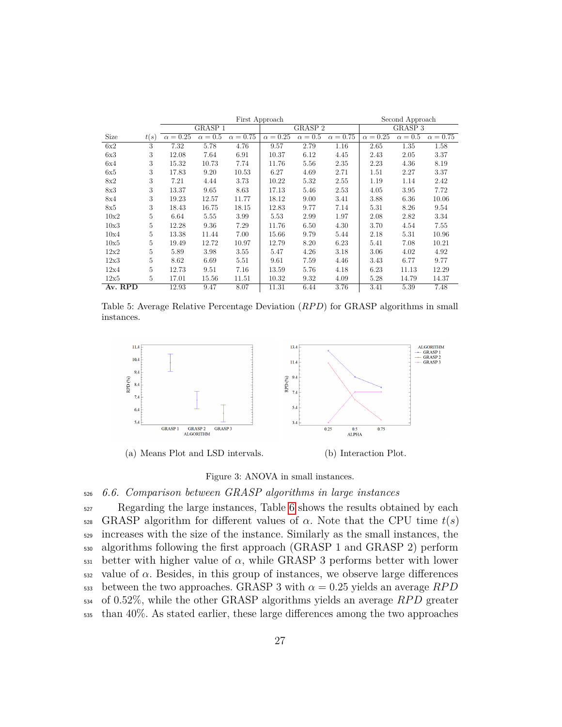| | | First Approach | | | | | | Second Approach | | |
|---|---|---|---|---|---|---|---|---|---|---|
| | | GRASP 1 | | | GRASP 2 | | | GRASP 3 | | |
| Size | $t(s)$ | $\alpha = 0.25$ | $\alpha = 0.5$ | $\alpha = 0.75$ | $\alpha = 0.25$ | $\alpha = 0.5$ | $\alpha = 0.75$ | $\alpha = 0.25$ | $\alpha = 0.5$ | $\alpha = 0.75$ |
| 6x2 | 3 | 7.32 | 5.78 | 4.76 | 9.57 | 2.79 | 1.16 | 2.65 | 1.35 | 1.58 |
| 6x3 | 3 | 12.08 | 7.64 | 6.91 | 10.37 | 6.12 | 4.45 | 2.43 | 2.05 | 3.37 |
| 6x4 | 3 | 15.32 | 10.73 | 7.74 | 11.76 | 5.56 | 2.35 | 2.23 | 4.36 | 8.19 |
| 6x5 | 3 | 17.83 | 9.20 | 10.53 | 6.27 | 4.69 | 2.71 | 1.51 | 2.27 | 3.37 |
| 8x2 | 3 | 7.21 | 4.44 | 3.73 | 10.22 | 5.32 | 2.55 | 1.19 | 1.14 | 2.42 |
| 8x3 | 3 | 13.37 | 9.65 | 8.63 | 17.13 | 5.46 | 2.53 | 4.05 | 3.95 | 7.72 |
| 8x4 | 3 | 19.23 | 12.57 | 11.77 | 18.12 | 9.00 | 3.41 | 3.88 | 6.36 | 10.06 |
| 8x5 | 3 | 18.43 | 16.75 | 18.15 | 12.83 | 9.77 | 7.14 | 5.31 | 8.26 | 9.54 |
| 10x2 | 5 | 6.64 | 5.55 | 3.99 | 5.53 | 2.99 | 1.97 | 2.08 | 2.82 | 3.34 |
| 10x3 | 5 | 12.28 | 9.36 | 7.29 | 11.76 | 6.50 | 4.30 | 3.70 | 4.54 | 7.55 |
| 10x4 | 5 | 13.38 | 11.44 | 7.00 | 15.66 | 9.79 | 5.44 | 2.18 | 5.31 | 10.96 |
| 10x5 | 5 | 19.49 | 12.72 | 10.97 | 12.79 | 8.20 | 6.23 | 5.41 | 7.08 | 10.21 |
| 12x2 | 5 | 5.89 | 3.98 | 3.55 | 5.47 | 4.26 | 3.18 | 3.06 | 4.02 | 4.92 |
| 12x3 | 5 | 8.62 | 6.69 | 5.51 | 9.61 | 7.59 | 4.46 | 3.43 | 6.77 | 9.77 |
| 12x4 | 5 | 12.73 | 9.51 | 7.16 | 13.59 | 5.76 | 4.18 | 6.23 | 11.13 | 12.29 |
| 12x5 | 5 | 17.01 | 15.56 | 11.51 | 10.32 | 9.32 | 4.09 | 5.28 | 14.79 | 14.37 |
| **Av. RPD** | | 12.93 | 9.47 | 8.07 | 11.31 | 6.44 | 3.76 | 3.41 | 5.39 | 7.48 |

Table 5: Average Relative Percentage Deviation ($RPD$) for GRASP algorithms in small instances.

(a) Means Plot and LSD intervals.

(b) Interaction Plot.

Figure 3: ANOVA in small instances.

### 6.6. Comparison between GRASP algorithms in large instances

Regarding the large instances, Table 6 shows the results obtained by each GRASP algorithm for different values of $\alpha$. Note that the CPU time $t(s)$ increases with the size of the instance. Similarly as the small instances, the algorithms following the first approach (GRASP 1 and GRASP 2) perform better with higher value of $\alpha$, while GRASP 3 performs better with lower value of $\alpha$. Besides, in this group of instances, we observe large differences between the two approaches. GRASP 3 with $\alpha = 0.25$ yields an average $RPD$ of 0.52%, while the other GRASP algorithms yields an average $RPD$ greater than 40%. As stated earlier, these large differences among the two approaches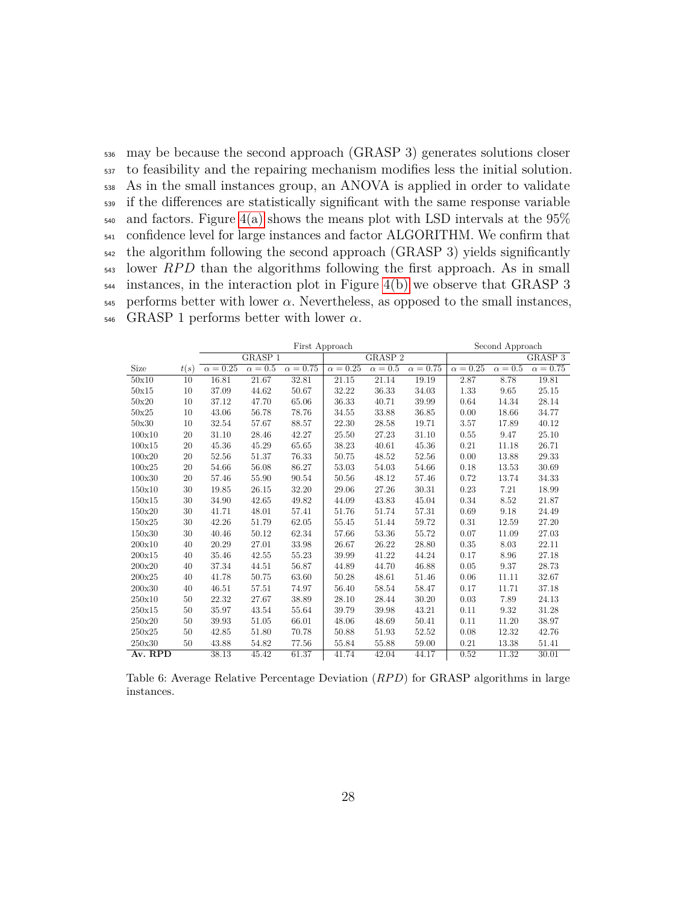may be because the second approach (GRASP 3) generates solutions closer to feasibility and the repairing mechanism modifies less the initial solution. As in the small instances group, an ANOVA is applied in order to validate if the differences are statistically significant with the same response variable and factors. Figure 4(a) shows the means plot with LSD intervals at the 95% confidence level for large instances and factor ALGORITHM. We confirm that the algorithm following the second approach (GRASP 3) yields significantly lower $RPD$ than the algorithms following the first approach. As in small instances, in the interaction plot in Figure 4(b) we observe that GRASP 3 performs better with lower $\alpha$. Nevertheless, as opposed to the small instances, GRASP 1 performs better with lower $\alpha$.

| | | First Approach | | | | | | Second Approach | | |
|---|---|---|---|---|---|---|---|---|---|---|
| | | GRASP 1 | | | GRASP 2 | | | GRASP 3 | | |
| Size | $t(s)$ | $\alpha = 0.25$ | $\alpha = 0.5$ | $\alpha = 0.75$ | $\alpha = 0.25$ | $\alpha = 0.5$ | $\alpha = 0.75$ | $\alpha = 0.25$ | $\alpha = 0.5$ | $\alpha = 0.75$ |
| 50x10 | 10 | 16.81 | 21.67 | 32.81 | 21.15 | 21.14 | 19.19 | 2.87 | 8.78 | 19.81 |
| 50x15 | 10 | 37.09 | 44.62 | 50.67 | 32.22 | 36.33 | 34.03 | 1.33 | 9.65 | 25.15 |
| 50x20 | 10 | 37.12 | 47.70 | 65.06 | 36.33 | 40.71 | 39.99 | 0.64 | 14.34 | 28.14 |
| 50x25 | 10 | 43.06 | 56.78 | 78.76 | 34.55 | 33.88 | 36.85 | 0.00 | 18.66 | 34.77 |
| 50x30 | 10 | 32.54 | 57.67 | 88.57 | 22.30 | 28.58 | 19.71 | 3.57 | 17.89 | 40.12 |
| 100x10 | 20 | 31.10 | 28.46 | 42.27 | 25.50 | 27.23 | 31.10 | 0.55 | 9.47 | 25.10 |
| 100x15 | 20 | 45.36 | 45.29 | 65.65 | 38.23 | 40.61 | 45.36 | 0.21 | 11.18 | 26.71 |
| 100x20 | 20 | 52.56 | 51.37 | 76.33 | 50.75 | 48.52 | 52.56 | 0.00 | 13.88 | 29.33 |
| 100x25 | 20 | 54.66 | 56.08 | 86.27 | 53.03 | 54.03 | 54.66 | 0.18 | 13.53 | 30.69 |
| 100x30 | 20 | 57.46 | 55.90 | 90.54 | 50.56 | 48.12 | 57.46 | 0.72 | 13.74 | 34.33 |
| 150x10 | 30 | 19.85 | 26.15 | 32.20 | 29.06 | 27.26 | 30.31 | 0.23 | 7.21 | 18.99 |
| 150x15 | 30 | 34.90 | 42.65 | 49.82 | 44.09 | 43.83 | 45.04 | 0.34 | 8.52 | 21.87 |
| 150x20 | 30 | 41.71 | 48.01 | 57.41 | 51.76 | 51.74 | 57.31 | 0.69 | 9.18 | 24.49 |
| 150x25 | 30 | 42.26 | 51.79 | 62.05 | 55.45 | 51.44 | 59.72 | 0.31 | 12.59 | 27.20 |
| 150x30 | 30 | 40.46 | 50.12 | 62.34 | 57.66 | 53.36 | 55.72 | 0.07 | 11.09 | 27.03 |
| 200x10 | 40 | 20.29 | 27.01 | 33.98 | 26.67 | 26.22 | 28.80 | 0.35 | 8.03 | 22.11 |
| 200x15 | 40 | 35.46 | 42.55 | 55.23 | 39.99 | 41.22 | 44.24 | 0.17 | 8.96 | 27.18 |
| 200x20 | 40 | 37.34 | 44.51 | 56.87 | 44.89 | 44.70 | 46.88 | 0.05 | 9.37 | 28.73 |
| 200x25 | 40 | 41.78 | 50.75 | 63.60 | 50.28 | 48.61 | 51.46 | 0.06 | 11.11 | 32.67 |
| 200x30 | 40 | 46.51 | 57.51 | 74.97 | 56.40 | 58.54 | 58.47 | 0.17 | 11.71 | 37.18 |
| 250x10 | 50 | 22.32 | 27.67 | 38.89 | 28.10 | 28.44 | 30.20 | 0.03 | 7.89 | 24.13 |
| 250x15 | 50 | 35.97 | 43.54 | 55.64 | 39.79 | 39.98 | 43.21 | 0.11 | 9.32 | 31.28 |
| 250x20 | 50 | 39.93 | 51.05 | 66.01 | 48.06 | 48.69 | 50.41 | 0.11 | 11.20 | 38.97 |
| 250x25 | 50 | 42.85 | 51.80 | 70.78 | 50.88 | 51.93 | 52.52 | 0.08 | 12.32 | 42.76 |
| 250x30 | 50 | 43.88 | 54.82 | 77.56 | 55.84 | 55.88 | 59.00 | 0.21 | 13.38 | 51.41 |
| **Av. RPD** | | 38.13 | 45.42 | 61.37 | 41.74 | 42.04 | 44.17 | 0.52 | 11.32 | 30.01 |

Table 6: Average Relative Percentage Deviation ($RPD$) for GRASP algorithms in large instances.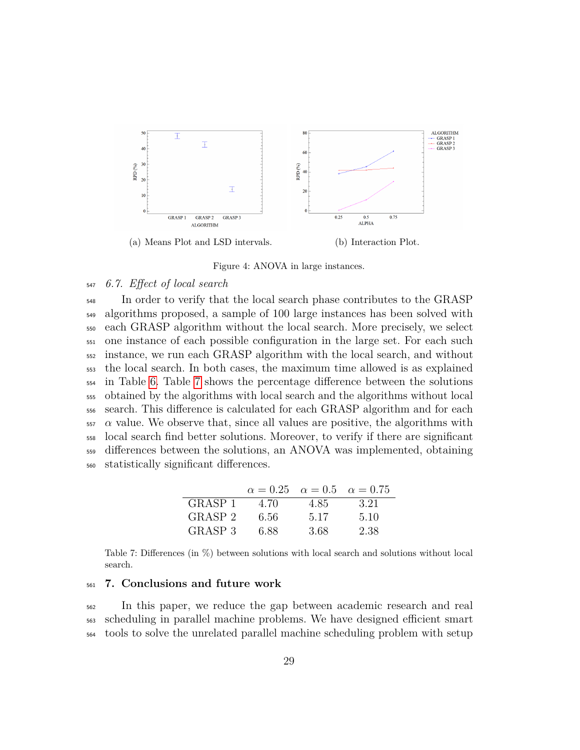(a) Means Plot and LSD intervals.

(b) Interaction Plot.

Figure 4: ANOVA in large instances.

### 6.7. Effect of local search

In order to verify that the local search phase contributes to the GRASP algorithms proposed, a sample of 100 large instances has been solved with each GRASP algorithm without the local search. More precisely, we select one instance of each possible configuration in the large set. For each such instance, we run each GRASP algorithm with the local search, and without the local search. In both cases, the maximum time allowed is as explained in Table 6. Table 7 shows the percentage difference between the solutions obtained by the algorithms with local search and the algorithms without local search. This difference is calculated for each GRASP algorithm and for each $\alpha$ value. We observe that, since all values are positive, the algorithms with local search find better solutions. Moreover, to verify if there are significant differences between the solutions, an ANOVA was implemented, obtaining statistically significant differences.

| | $\alpha = 0.25$ | $\alpha = 0.5$ | $\alpha = 0.75$ |
|---|---|---|---|
| GRASP 1 | 4.70 | 4.85 | 3.21 |
| GRASP 2 | 6.56 | 5.17 | 5.10 |
| GRASP 3 | 6.88 | 3.68 | 2.38 |

Table 7: Differences (in %) between solutions with local search and solutions without local search.

## 7. Conclusions and future work

In this paper, we reduce the gap between academic research and real scheduling in parallel machine problems. We have designed efficient smart tools to solve the unrelated parallel machine scheduling problem with setup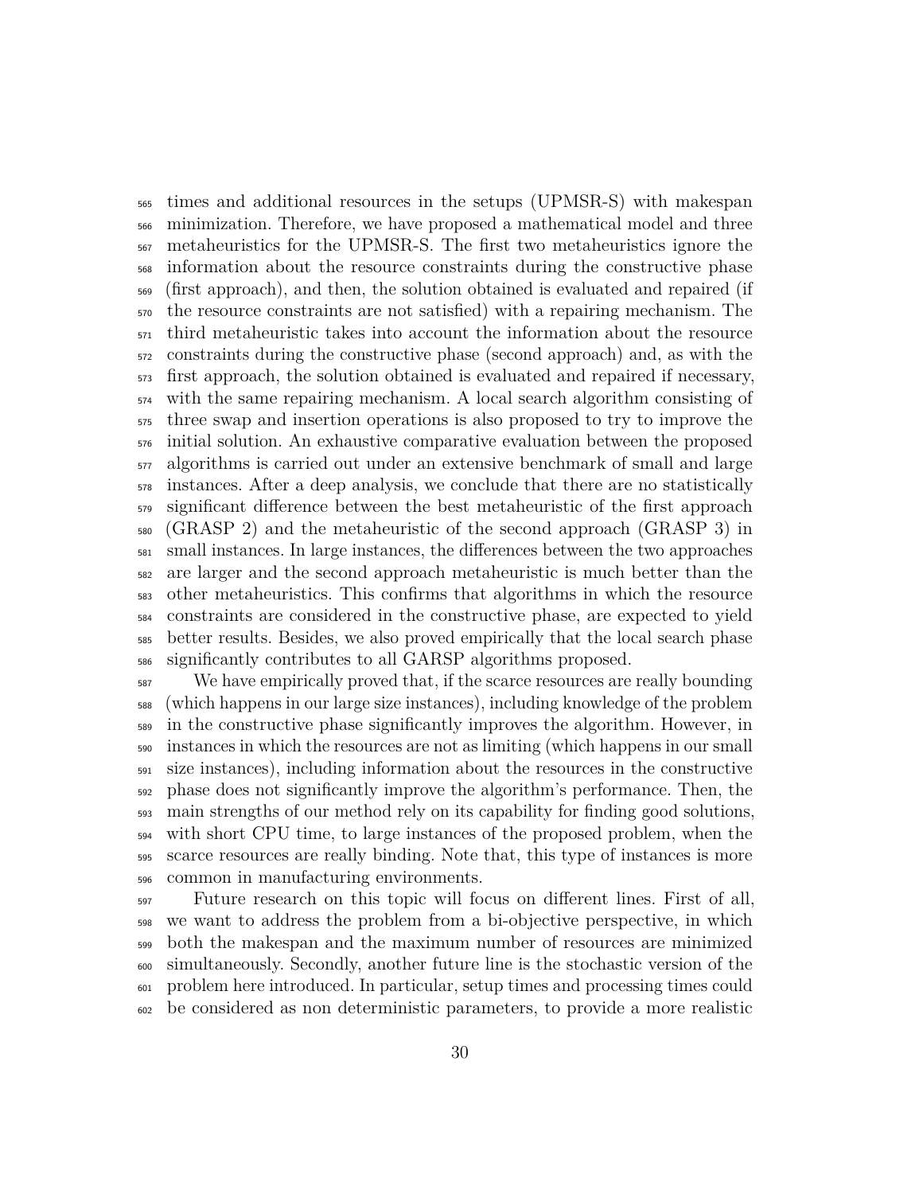times and additional resources in the setups (UPMSR-S) with makespan minimization. Therefore, we have proposed a mathematical model and three metaheuristics for the UPMSR-S. The first two metaheuristics ignore the information about the resource constraints during the constructive phase (first approach), and then, the solution obtained is evaluated and repaired (if the resource constraints are not satisfied) with a repairing mechanism. The third metaheuristic takes into account the information about the resource constraints during the constructive phase (second approach) and, as with the first approach, the solution obtained is evaluated and repaired if necessary, with the same repairing mechanism. A local search algorithm consisting of three swap and insertion operations is also proposed to try to improve the initial solution. An exhaustive comparative evaluation between the proposed algorithms is carried out under an extensive benchmark of small and large instances. After a deep analysis, we conclude that there are no statistically significant difference between the best metaheuristic of the first approach (GRASP 2) and the metaheuristic of the second approach (GRASP 3) in small instances. In large instances, the differences between the two approaches are larger and the second approach metaheuristic is much better than the other metaheuristics. This confirms that algorithms in which the resource constraints are considered in the constructive phase, are expected to yield better results. Besides, we also proved empirically that the local search phase significantly contributes to all GARSP algorithms proposed.

We have empirically proved that, if the scarce resources are really bounding (which happens in our large size instances), including knowledge of the problem in the constructive phase significantly improves the algorithm. However, in instances in which the resources are not as limiting (which happens in our small size instances), including information about the resources in the constructive phase does not significantly improve the algorithm's performance. Then, the main strengths of our method rely on its capability for finding good solutions, with short CPU time, to large instances of the proposed problem, when the scarce resources are really binding. Note that, this type of instances is more common in manufacturing environments.

Future research on this topic will focus on different lines. First of all, we want to address the problem from a bi-objective perspective, in which both the makespan and the maximum number of resources are minimized simultaneously. Secondly, another future line is the stochastic version of the problem here introduced. In particular, setup times and processing times could be considered as non deterministic parameters, to provide a more realistic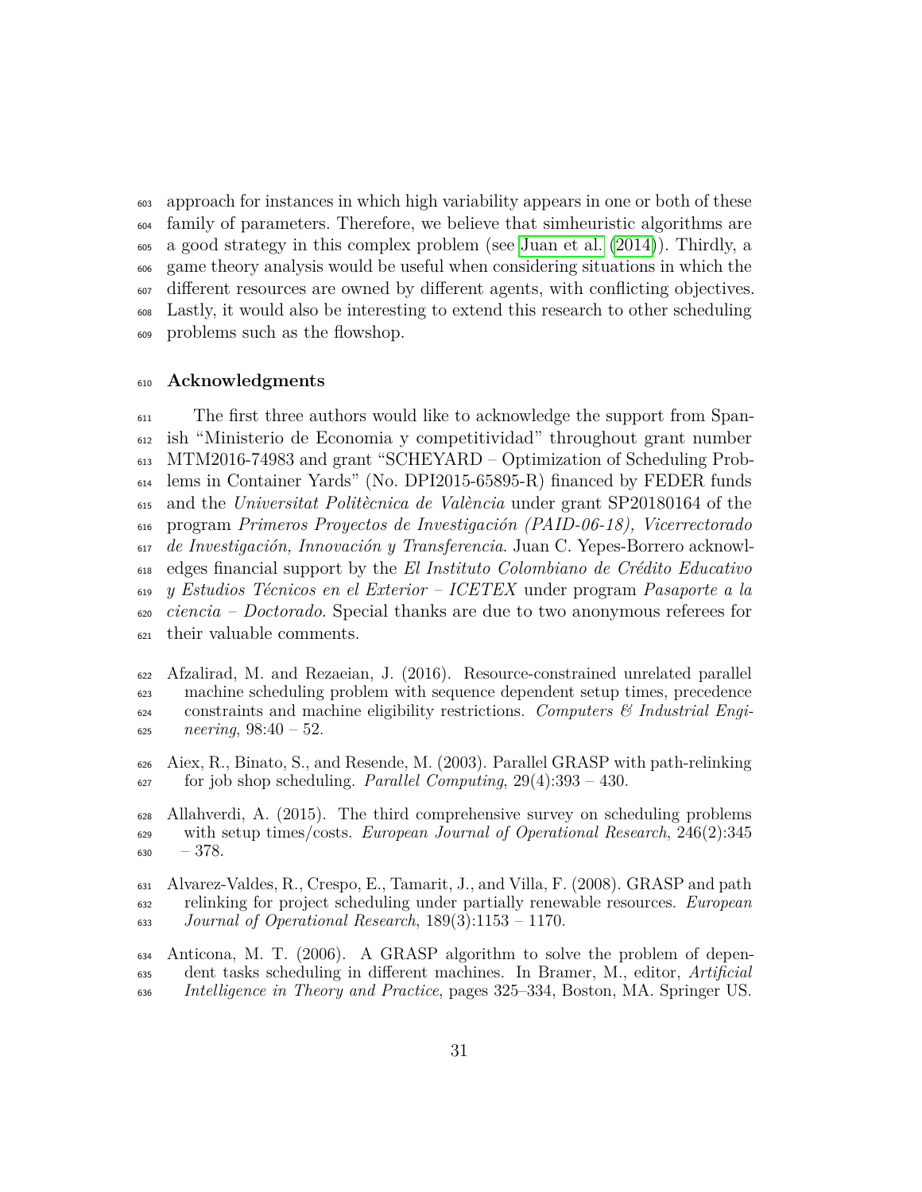approach for instances in which high variability appears in one or both of these family of parameters. Therefore, we believe that simheuristic algorithms are a good strategy in this complex problem (see Juan et al. (2014)). Thirdly, a game theory analysis would be useful when considering situations in which the different resources are owned by different agents, with conflicting objectives. Lastly, it would also be interesting to extend this research to other scheduling problems such as the flowshop.

## Acknowledgments

The first three authors would like to acknowledge the support from Spanish "Ministerio de Economia y competitividad" throughout grant number MTM2016-74983 and grant "SCHEYARD – Optimization of Scheduling Problems in Container Yards" (No. DPI2015-65895-R) financed by FEDER funds and the *Universitat Politècnica de València* under grant SP20180164 of the program *Primeros Proyectos de Investigación (PAID-06-18), Vicerrectorado de Investigación, Innovación y Transferencia*. Juan C. Yepes-Borrero acknowledges financial support by the *El Instituto Colombiano de Crédito Educativo y Estudios Técnicos en el Exterior – ICETEX* under program *Pasaporte a la ciencia – Doctorado*. Special thanks are due to two anonymous referees for their valuable comments.

Afzalirad, M. and Rezaeian, J. (2016). Resource-constrained unrelated parallel machine scheduling problem with sequence dependent setup times, precedence constraints and machine eligibility restrictions. *Computers & Industrial Engineering*, 98:40 – 52.

Aiex, R., Binato, S., and Resende, M. (2003). Parallel GRASP with path-relinking for job shop scheduling. *Parallel Computing*, 29(4):393 – 430.

Allahverdi, A. (2015). The third comprehensive survey on scheduling problems with setup times/costs. *European Journal of Operational Research*, 246(2):345 – 378.

Alvarez-Valdes, R., Crespo, E., Tamarit, J., and Villa, F. (2008). GRASP and path relinking for project scheduling under partially renewable resources. *European Journal of Operational Research*, 189(3):1153 – 1170.

Anticona, M. T. (2006). A GRASP algorithm to solve the problem of dependent tasks scheduling in different machines. In Bramer, M., editor, *Artificial Intelligence in Theory and Practice*, pages 325–334, Boston, MA. Springer US.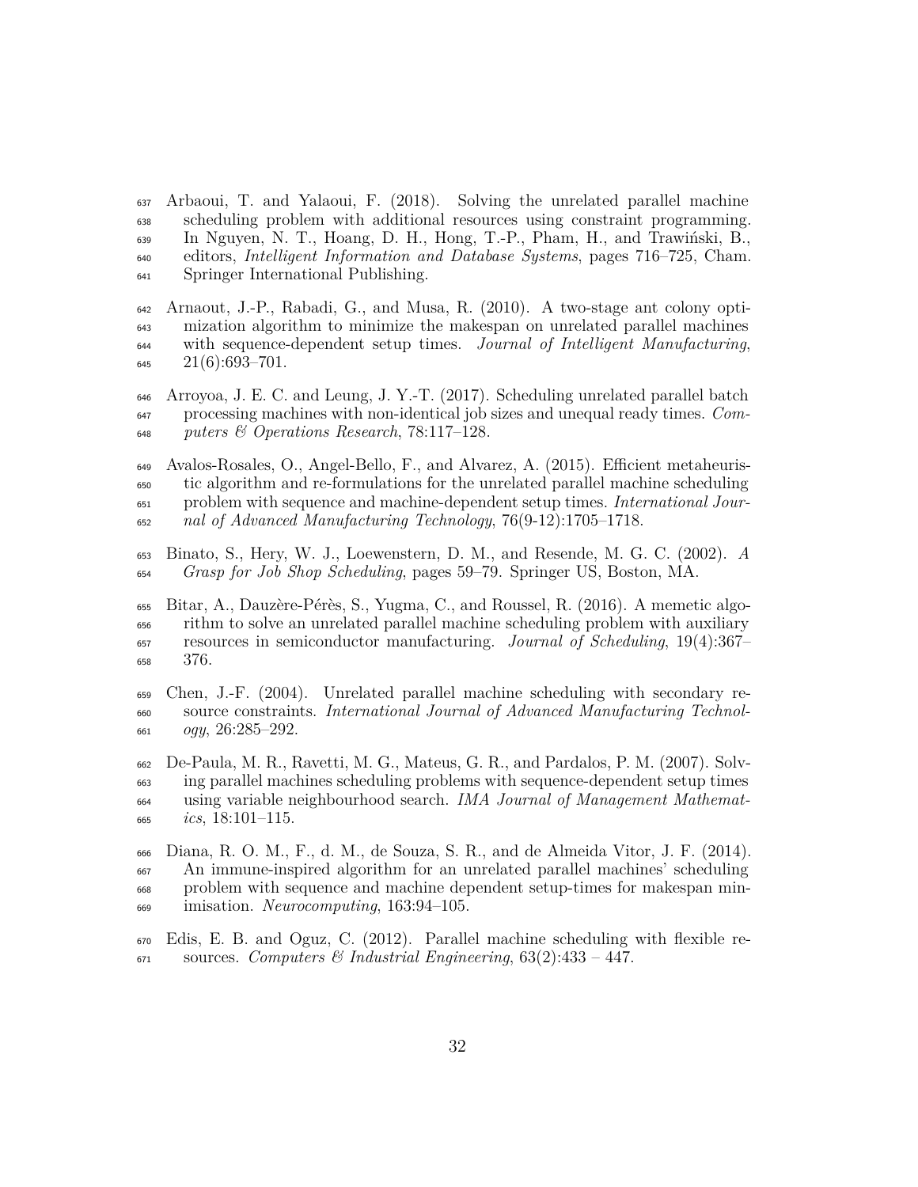Arbaoui, T. and Yalaoui, F. (2018). Solving the unrelated parallel machine scheduling problem with additional resources using constraint programming. In Nguyen, N. T., Hoang, D. H., Hong, T.-P., Pham, H., and Trawiński, B., editors, *Intelligent Information and Database Systems*, pages 716–725, Cham. Springer International Publishing.

Arnaout, J.-P., Rabadi, G., and Musa, R. (2010). A two-stage ant colony optimization algorithm to minimize the makespan on unrelated parallel machines with sequence-dependent setup times. *Journal of Intelligent Manufacturing*, 21(6):693–701.

Arroyoa, J. E. C. and Leung, J. Y.-T. (2017). Scheduling unrelated parallel batch processing machines with non-identical job sizes and unequal ready times. *Computers & Operations Research*, 78:117–128.

Avalos-Rosales, O., Angel-Bello, F., and Alvarez, A. (2015). Efficient metaheuristic algorithm and re-formulations for the unrelated parallel machine scheduling problem with sequence and machine-dependent setup times. *International Journal of Advanced Manufacturing Technology*, 76(9-12):1705–1718.

Binato, S., Hery, W. J., Loewenstern, D. M., and Resende, M. G. C. (2002). *A Grasp for Job Shop Scheduling*, pages 59–79. Springer US, Boston, MA.

Bitar, A., Dauzère-Pérès, S., Yugma, C., and Roussel, R. (2016). A memetic algorithm to solve an unrelated parallel machine scheduling problem with auxiliary resources in semiconductor manufacturing. *Journal of Scheduling*, 19(4):367–376.

Chen, J.-F. (2004). Unrelated parallel machine scheduling with secondary resource constraints. *International Journal of Advanced Manufacturing Technology*, 26:285–292.

De-Paula, M. R., Ravetti, M. G., Mateus, G. R., and Pardalos, P. M. (2007). Solving parallel machines scheduling problems with sequence-dependent setup times using variable neighbourhood search. *IMA Journal of Management Mathematics*, 18:101–115.

Diana, R. O. M., F., d. M., de Souza, S. R., and de Almeida Vitor, J. F. (2014). An immune-inspired algorithm for an unrelated parallel machines' scheduling problem with sequence and machine dependent setup-times for makespan minimisation. *Neurocomputing*, 163:94–105.

Edis, E. B. and Oguz, C. (2012). Parallel machine scheduling with flexible resources. *Computers & Industrial Engineering*, 63(2):433 – 447.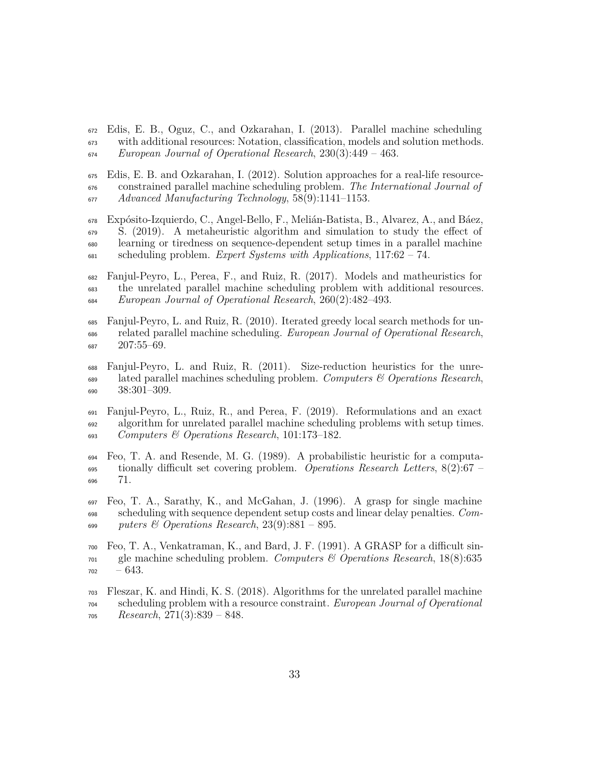Edis, E. B., Oguz, C., and Ozkarahan, I. (2013). Parallel machine scheduling with additional resources: Notation, classification, models and solution methods. *European Journal of Operational Research*, 230(3):449 – 463.

Edis, E. B. and Ozkarahan, I. (2012). Solution approaches for a real-life resource-constrained parallel machine scheduling problem. *The International Journal of Advanced Manufacturing Technology*, 58(9):1141–1153.

Expósito-Izquierdo, C., Angel-Bello, F., Melián-Batista, B., Alvarez, A., and Báez, S. (2019). A metaheuristic algorithm and simulation to study the effect of learning or tiredness on sequence-dependent setup times in a parallel machine scheduling problem. *Expert Systems with Applications*, 117:62 – 74.

Fanjul-Peyro, L., Perea, F., and Ruiz, R. (2017). Models and matheuristics for the unrelated parallel machine scheduling problem with additional resources. *European Journal of Operational Research*, 260(2):482–493.

Fanjul-Peyro, L. and Ruiz, R. (2010). Iterated greedy local search methods for unrelated parallel machine scheduling. *European Journal of Operational Research*, 207:55–69.

Fanjul-Peyro, L. and Ruiz, R. (2011). Size-reduction heuristics for the unrelated parallel machines scheduling problem. *Computers & Operations Research*, 38:301–309.

Fanjul-Peyro, L., Ruiz, R., and Perea, F. (2019). Reformulations and an exact algorithm for unrelated parallel machine scheduling problems with setup times. *Computers & Operations Research*, 101:173–182.

Feo, T. A. and Resende, M. G. (1989). A probabilistic heuristic for a computationally difficult set covering problem. *Operations Research Letters*, 8(2):67 – 71.

Feo, T. A., Sarathy, K., and McGahan, J. (1996). A grasp for single machine scheduling with sequence dependent setup costs and linear delay penalties. *Computers & Operations Research*, 23(9):881 – 895.

Feo, T. A., Venkatraman, K., and Bard, J. F. (1991). A GRASP for a difficult single machine scheduling problem. *Computers & Operations Research*, 18(8):635 – 643.

Fleszar, K. and Hindi, K. S. (2018). Algorithms for the unrelated parallel machine scheduling problem with a resource constraint. *European Journal of Operational Research*, 271(3):839 – 848.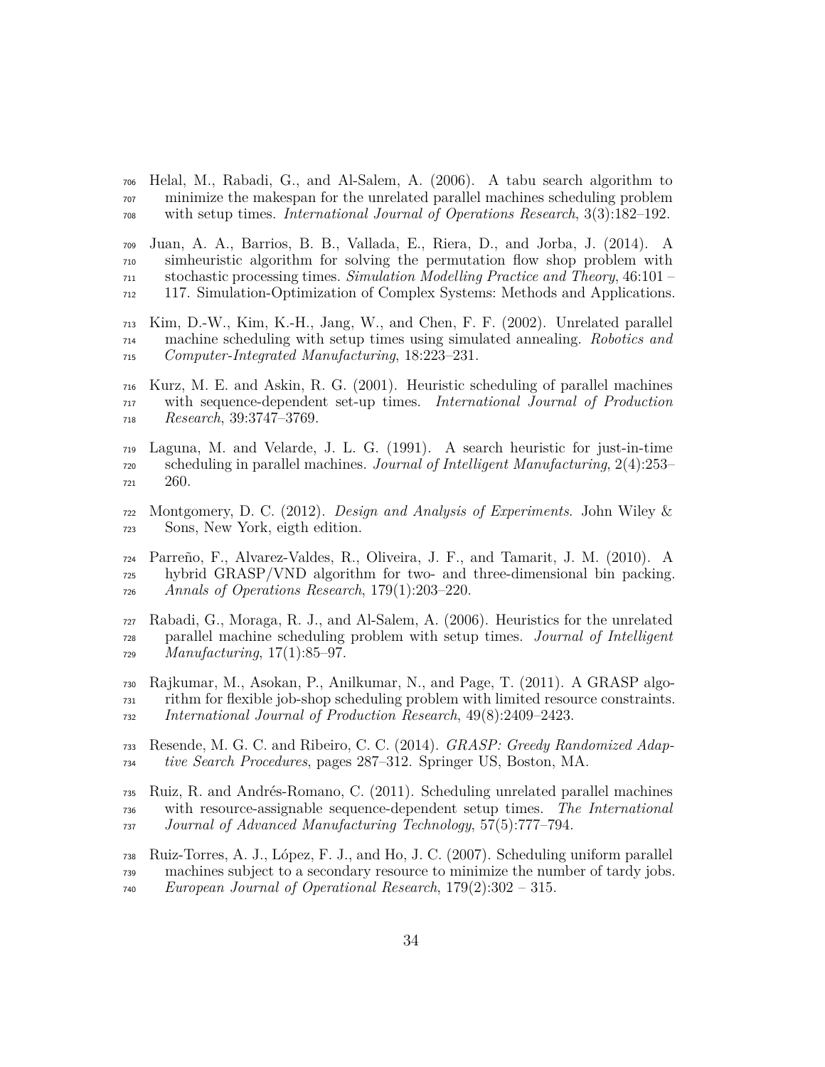Helal, M., Rabadi, G., and Al-Salem, A. (2006). A tabu search algorithm to minimize the makespan for the unrelated parallel machines scheduling problem with setup times. *International Journal of Operations Research*, 3(3):182–192.

Juan, A. A., Barrios, B. B., Vallada, E., Riera, D., and Jorba, J. (2014). A simheuristic algorithm for solving the permutation flow shop problem with stochastic processing times. *Simulation Modelling Practice and Theory*, 46:101 – 117. Simulation-Optimization of Complex Systems: Methods and Applications.

Kim, D.-W., Kim, K.-H., Jang, W., and Chen, F. F. (2002). Unrelated parallel machine scheduling with setup times using simulated annealing. *Robotics and Computer-Integrated Manufacturing*, 18:223–231.

Kurz, M. E. and Askin, R. G. (2001). Heuristic scheduling of parallel machines with sequence-dependent set-up times. *International Journal of Production Research*, 39:3747–3769.

Laguna, M. and Velarde, J. L. G. (1991). A search heuristic for just-in-time scheduling in parallel machines. *Journal of Intelligent Manufacturing*, 2(4):253–260.

Montgomery, D. C. (2012). *Design and Analysis of Experiments*. John Wiley & Sons, New York, eigth edition.

Parreño, F., Alvarez-Valdes, R., Oliveira, J. F., and Tamarit, J. M. (2010). A hybrid GRASP/VND algorithm for two- and three-dimensional bin packing. *Annals of Operations Research*, 179(1):203–220.

Rabadi, G., Moraga, R. J., and Al-Salem, A. (2006). Heuristics for the unrelated parallel machine scheduling problem with setup times. *Journal of Intelligent Manufacturing*, 17(1):85–97.

Rajkumar, M., Asokan, P., Anilkumar, N., and Page, T. (2011). A GRASP algorithm for flexible job-shop scheduling problem with limited resource constraints. *International Journal of Production Research*, 49(8):2409–2423.

Resende, M. G. C. and Ribeiro, C. C. (2014). *GRASP: Greedy Randomized Adaptive Search Procedures*, pages 287–312. Springer US, Boston, MA.

Ruiz, R. and Andrés-Romano, C. (2011). Scheduling unrelated parallel machines with resource-assignable sequence-dependent setup times. *The International Journal of Advanced Manufacturing Technology*, 57(5):777–794.

Ruiz-Torres, A. J., López, F. J., and Ho, J. C. (2007). Scheduling uniform parallel machines subject to a secondary resource to minimize the number of tardy jobs. *European Journal of Operational Research*, 179(2):302 – 315.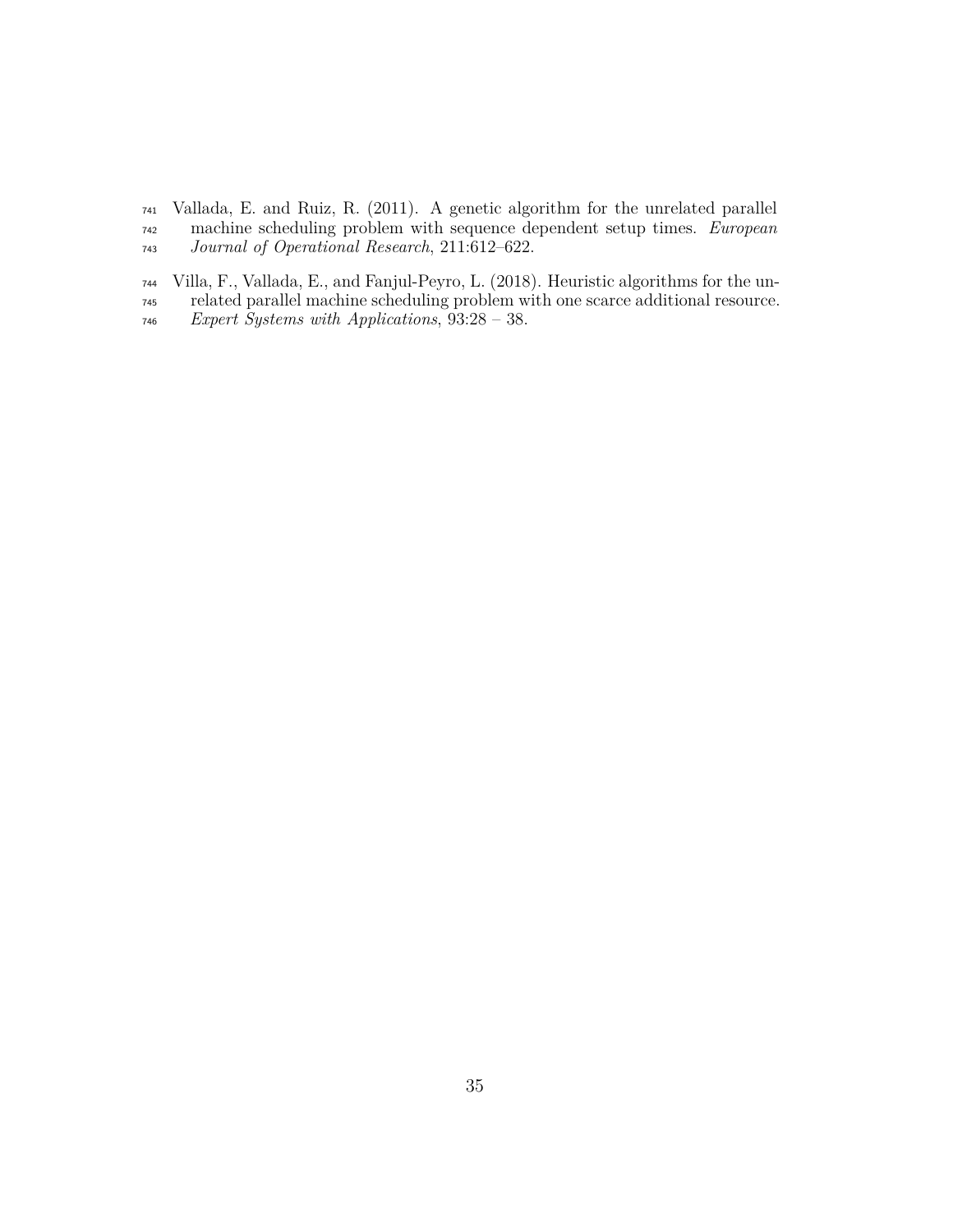Vallada, E. and Ruiz, R. (2011). A genetic algorithm for the unrelated parallel machine scheduling problem with sequence dependent setup times. *European Journal of Operational Research*, 211:612–622.

Villa, F., Vallada, E., and Fanjul-Peyro, L. (2018). Heuristic algorithms for the unrelated parallel machine scheduling problem with one scarce additional resource. *Expert Systems with Applications*, 93:28 – 38.